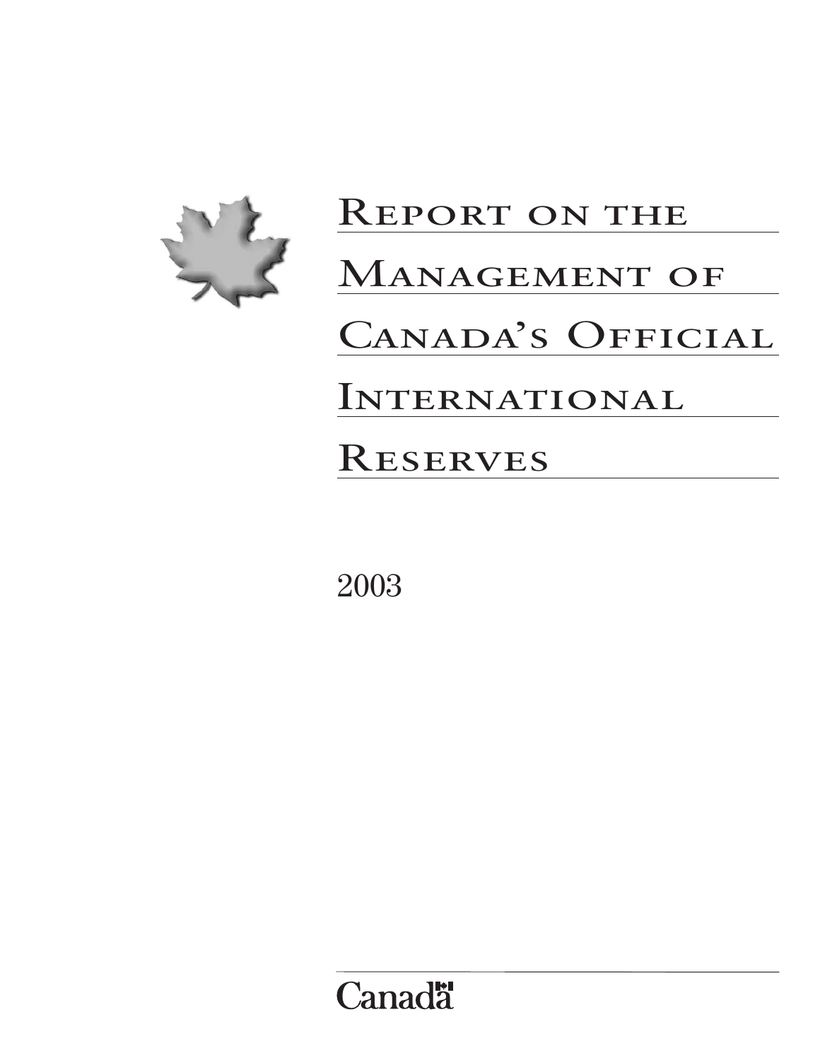# Report on the Management of Canada's Official International Reserves

2003

Canada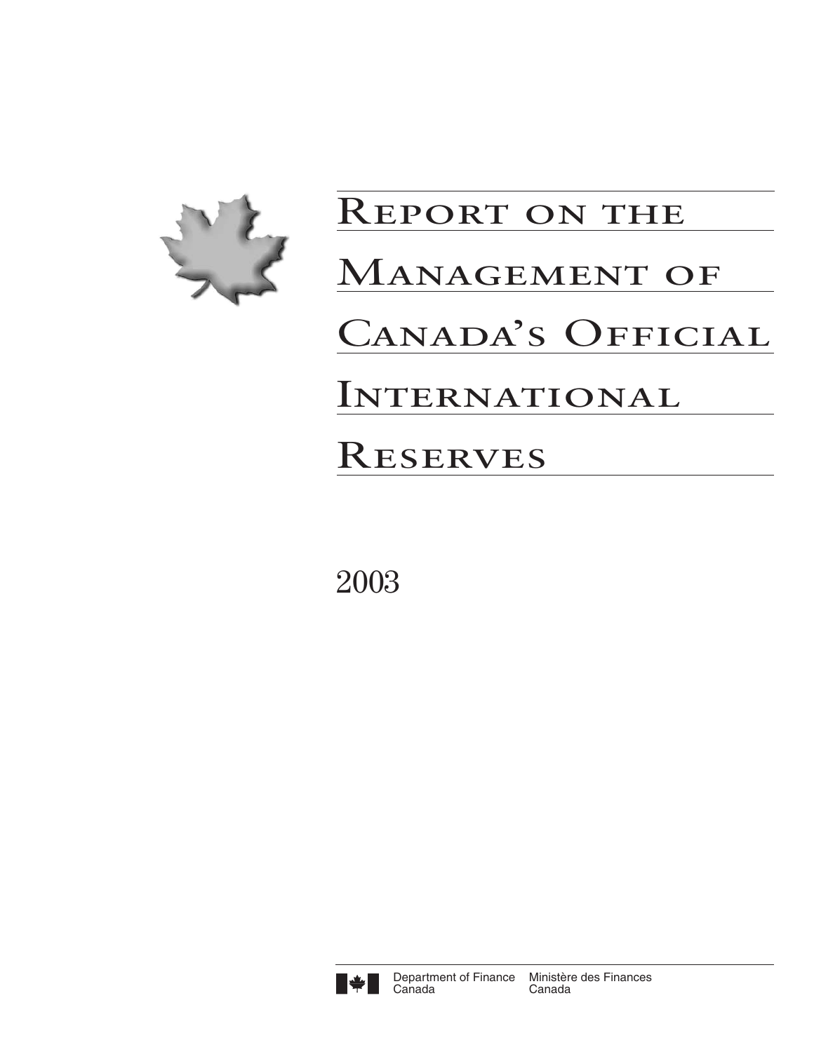# Report on the Management of Canada's Official International Reserves

2003

Department of Finance Canada    Ministère des Finances Canada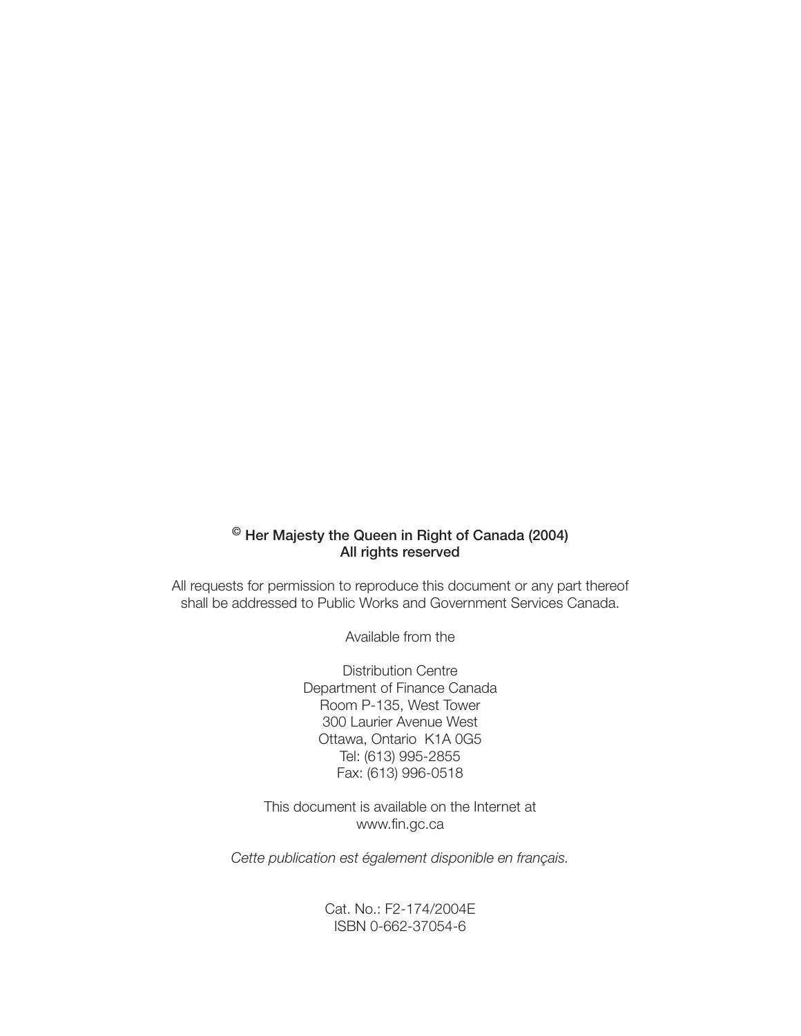**© Her Majesty the Queen in Right of Canada (2004)**
**All rights reserved**

All requests for permission to reproduce this document or any part thereof shall be addressed to Public Works and Government Services Canada.

Available from the

Distribution Centre
Department of Finance Canada
Room P-135, West Tower
300 Laurier Avenue West
Ottawa, Ontario K1A 0G5
Tel: (613) 995-2855
Fax: (613) 996-0518

This document is available on the Internet at
www.fin.gc.ca

*Cette publication est également disponible en français.*

Cat. No.: F2-174/2004E
ISBN 0-662-37054-6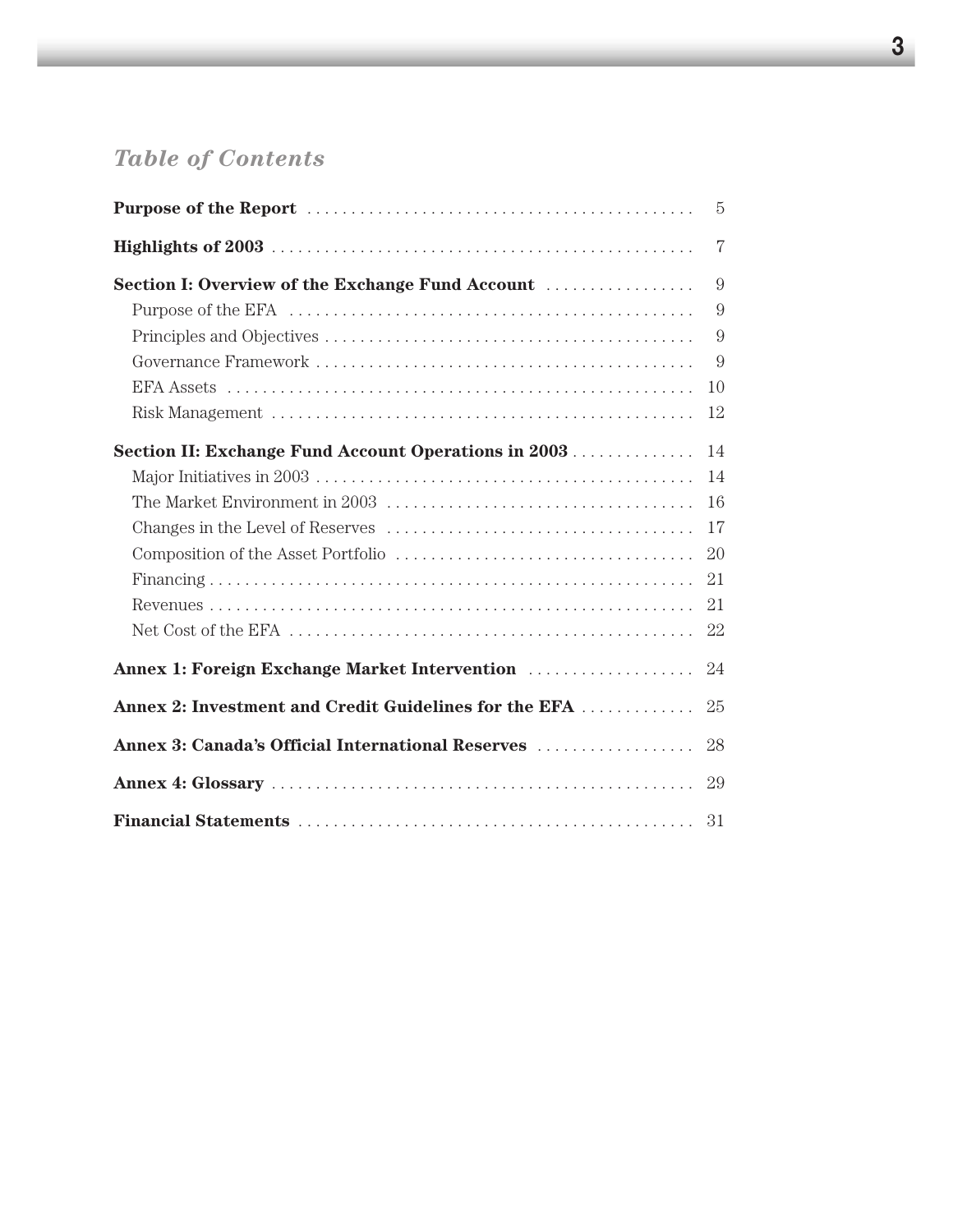# *Table of Contents*

| | |
|---|---|
| **Purpose of the Report** | 5 |
| **Highlights of 2003** | 7 |
| **Section I: Overview of the Exchange Fund Account** | 9 |
| Purpose of the EFA | 9 |
| Principles and Objectives | 9 |
| Governance Framework | 9 |
| EFA Assets | 10 |
| Risk Management | 12 |
| **Section II: Exchange Fund Account Operations in 2003** | 14 |
| Major Initiatives in 2003 | 14 |
| The Market Environment in 2003 | 16 |
| Changes in the Level of Reserves | 17 |
| Composition of the Asset Portfolio | 20 |
| Financing | 21 |
| Revenues | 21 |
| Net Cost of the EFA | 22 |
| **Annex 1: Foreign Exchange Market Intervention** | 24 |
| **Annex 2: Investment and Credit Guidelines for the EFA** | 25 |
| **Annex 3: Canada's Official International Reserves** | 28 |
| **Annex 4: Glossary** | 29 |
| **Financial Statements** | 31 |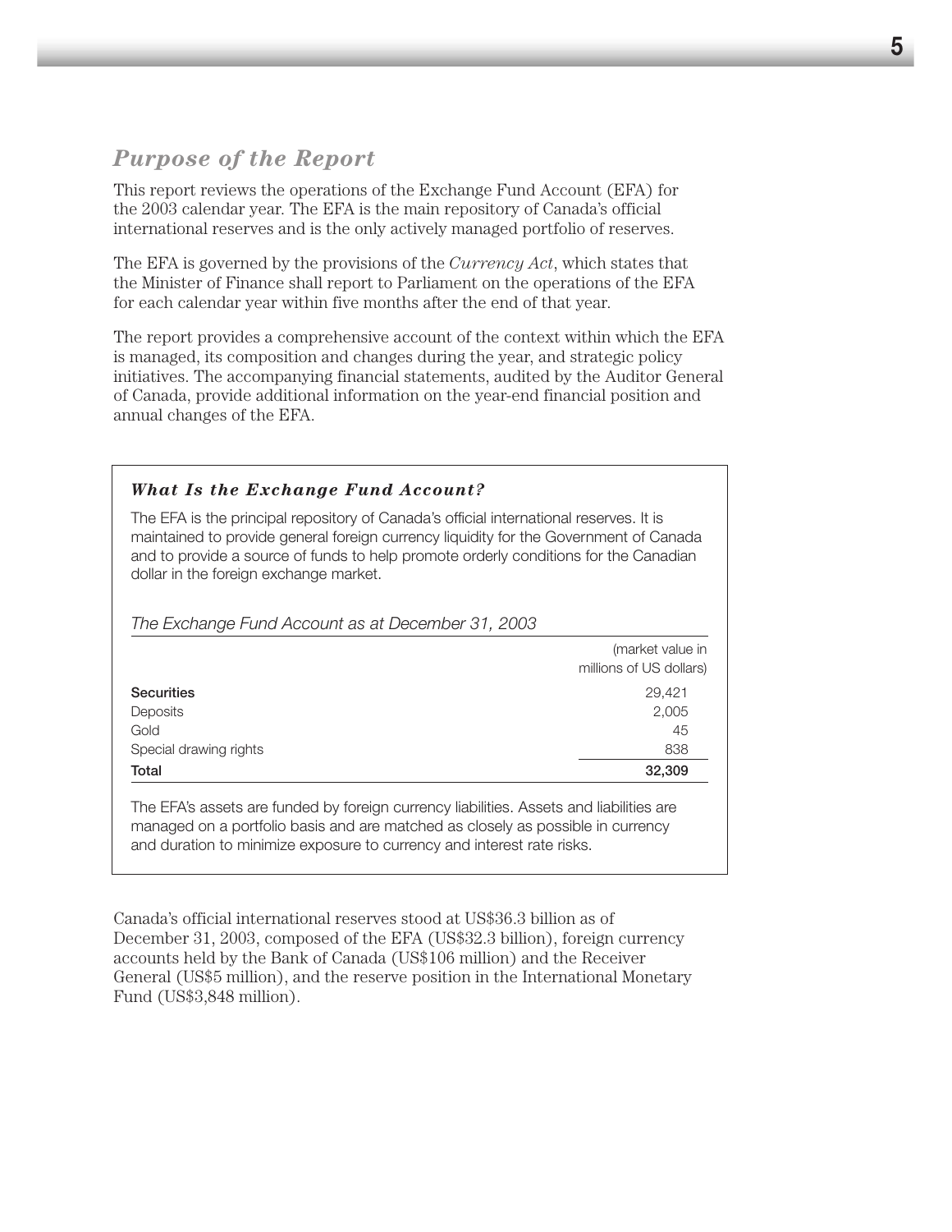## *Purpose of the Report*

This report reviews the operations of the Exchange Fund Account (EFA) for the 2003 calendar year. The EFA is the main repository of Canada's official international reserves and is the only actively managed portfolio of reserves.

The EFA is governed by the provisions of the *Currency Act*, which states that the Minister of Finance shall report to Parliament on the operations of the EFA for each calendar year within five months after the end of that year.

The report provides a comprehensive account of the context within which the EFA is managed, its composition and changes during the year, and strategic policy initiatives. The accompanying financial statements, audited by the Auditor General of Canada, provide additional information on the year-end financial position and annual changes of the EFA.

### *What Is the Exchange Fund Account?*

The EFA is the principal repository of Canada's official international reserves. It is maintained to provide general foreign currency liquidity for the Government of Canada and to provide a source of funds to help promote orderly conditions for the Canadian dollar in the foreign exchange market.

*The Exchange Fund Account as at December 31, 2003*

| | (market value in millions of US dollars) |
|---|---|
| **Securities** | 29,421 |
| Deposits | 2,005 |
| Gold | 45 |
| Special drawing rights | 838 |
| **Total** | **32,309** |

The EFA's assets are funded by foreign currency liabilities. Assets and liabilities are managed on a portfolio basis and are matched as closely as possible in currency and duration to minimize exposure to currency and interest rate risks.

Canada's official international reserves stood at US$36.3 billion as of December 31, 2003, composed of the EFA (US$32.3 billion), foreign currency accounts held by the Bank of Canada (US$106 million) and the Receiver General (US$5 million), and the reserve position in the International Monetary Fund (US$3,848 million).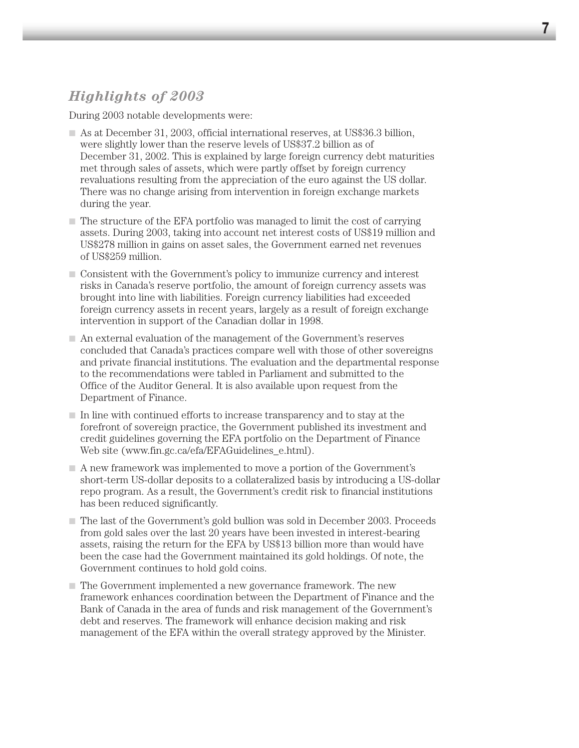## *Highlights of 2003*

During 2003 notable developments were:

- As at December 31, 2003, official international reserves, at US$36.3 billion, were slightly lower than the reserve levels of US$37.2 billion as of December 31, 2002. This is explained by large foreign currency debt maturities met through sales of assets, which were partly offset by foreign currency revaluations resulting from the appreciation of the euro against the US dollar. There was no change arising from intervention in foreign exchange markets during the year.
- The structure of the EFA portfolio was managed to limit the cost of carrying assets. During 2003, taking into account net interest costs of US$19 million and US$278 million in gains on asset sales, the Government earned net revenues of US$259 million.
- Consistent with the Government's policy to immunize currency and interest risks in Canada's reserve portfolio, the amount of foreign currency assets was brought into line with liabilities. Foreign currency liabilities had exceeded foreign currency assets in recent years, largely as a result of foreign exchange intervention in support of the Canadian dollar in 1998.
- An external evaluation of the management of the Government's reserves concluded that Canada's practices compare well with those of other sovereigns and private financial institutions. The evaluation and the departmental response to the recommendations were tabled in Parliament and submitted to the Office of the Auditor General. It is also available upon request from the Department of Finance.
- In line with continued efforts to increase transparency and to stay at the forefront of sovereign practice, the Government published its investment and credit guidelines governing the EFA portfolio on the Department of Finance Web site (www.fin.gc.ca/efa/EFAGuidelines_e.html).
- A new framework was implemented to move a portion of the Government's short-term US-dollar deposits to a collateralized basis by introducing a US-dollar repo program. As a result, the Government's credit risk to financial institutions has been reduced significantly.
- The last of the Government's gold bullion was sold in December 2003. Proceeds from gold sales over the last 20 years have been invested in interest-bearing assets, raising the return for the EFA by US$13 billion more than would have been the case had the Government maintained its gold holdings. Of note, the Government continues to hold gold coins.
- The Government implemented a new governance framework. The new framework enhances coordination between the Department of Finance and the Bank of Canada in the area of funds and risk management of the Government's debt and reserves. The framework will enhance decision making and risk management of the EFA within the overall strategy approved by the Minister.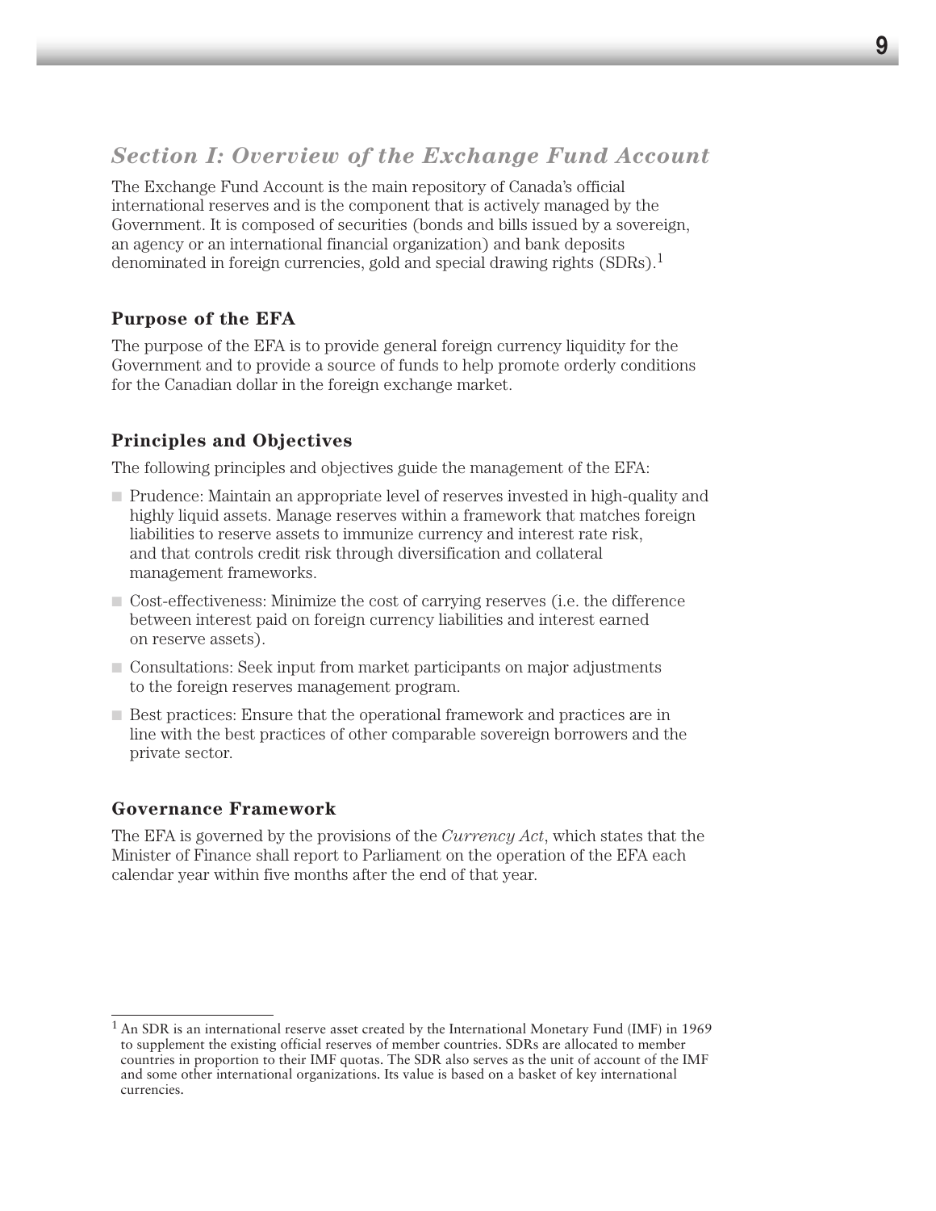## *Section I: Overview of the Exchange Fund Account*

The Exchange Fund Account is the main repository of Canada's official international reserves and is the component that is actively managed by the Government. It is composed of securities (bonds and bills issued by a sovereign, an agency or an international financial organization) and bank deposits denominated in foreign currencies, gold and special drawing rights (SDRs).[1]

### Purpose of the EFA

The purpose of the EFA is to provide general foreign currency liquidity for the Government and to provide a source of funds to help promote orderly conditions for the Canadian dollar in the foreign exchange market.

### Principles and Objectives

The following principles and objectives guide the management of the EFA:

- Prudence: Maintain an appropriate level of reserves invested in high-quality and highly liquid assets. Manage reserves within a framework that matches foreign liabilities to reserve assets to immunize currency and interest rate risk, and that controls credit risk through diversification and collateral management frameworks.
- Cost-effectiveness: Minimize the cost of carrying reserves (i.e. the difference between interest paid on foreign currency liabilities and interest earned on reserve assets).
- Consultations: Seek input from market participants on major adjustments to the foreign reserves management program.
- Best practices: Ensure that the operational framework and practices are in line with the best practices of other comparable sovereign borrowers and the private sector.

### Governance Framework

The EFA is governed by the provisions of the *Currency Act*, which states that the Minister of Finance shall report to Parliament on the operation of the EFA each calendar year within five months after the end of that year.

---

[1] An SDR is an international reserve asset created by the International Monetary Fund (IMF) in 1969 to supplement the existing official reserves of member countries. SDRs are allocated to member countries in proportion to their IMF quotas. The SDR also serves as the unit of account of the IMF and some other international organizations. Its value is based on a basket of key international currencies.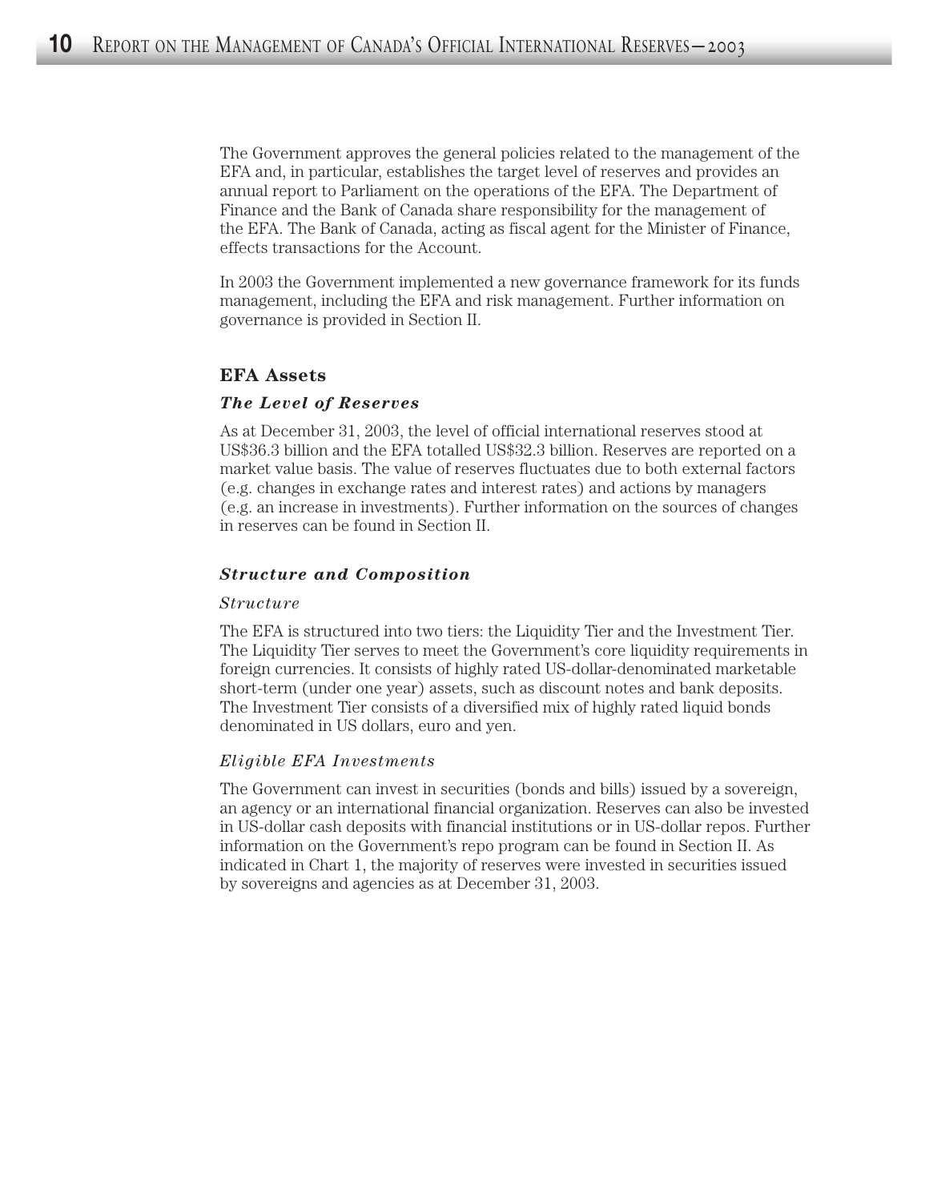The Government approves the general policies related to the management of the EFA and, in particular, establishes the target level of reserves and provides an annual report to Parliament on the operations of the EFA. The Department of Finance and the Bank of Canada share responsibility for the management of the EFA. The Bank of Canada, acting as fiscal agent for the Minister of Finance, effects transactions for the Account.

In 2003 the Government implemented a new governance framework for its funds management, including the EFA and risk management. Further information on governance is provided in Section II.

## EFA Assets

### *The Level of Reserves*

As at December 31, 2003, the level of official international reserves stood at US$36.3 billion and the EFA totalled US$32.3 billion. Reserves are reported on a market value basis. The value of reserves fluctuates due to both external factors (e.g. changes in exchange rates and interest rates) and actions by managers (e.g. an increase in investments). Further information on the sources of changes in reserves can be found in Section II.

### *Structure and Composition*

#### *Structure*

The EFA is structured into two tiers: the Liquidity Tier and the Investment Tier. The Liquidity Tier serves to meet the Government's core liquidity requirements in foreign currencies. It consists of highly rated US-dollar-denominated marketable short-term (under one year) assets, such as discount notes and bank deposits. The Investment Tier consists of a diversified mix of highly rated liquid bonds denominated in US dollars, euro and yen.

#### *Eligible EFA Investments*

The Government can invest in securities (bonds and bills) issued by a sovereign, an agency or an international financial organization. Reserves can also be invested in US-dollar cash deposits with financial institutions or in US-dollar repos. Further information on the Government's repo program can be found in Section II. As indicated in Chart 1, the majority of reserves were invested in securities issued by sovereigns and agencies as at December 31, 2003.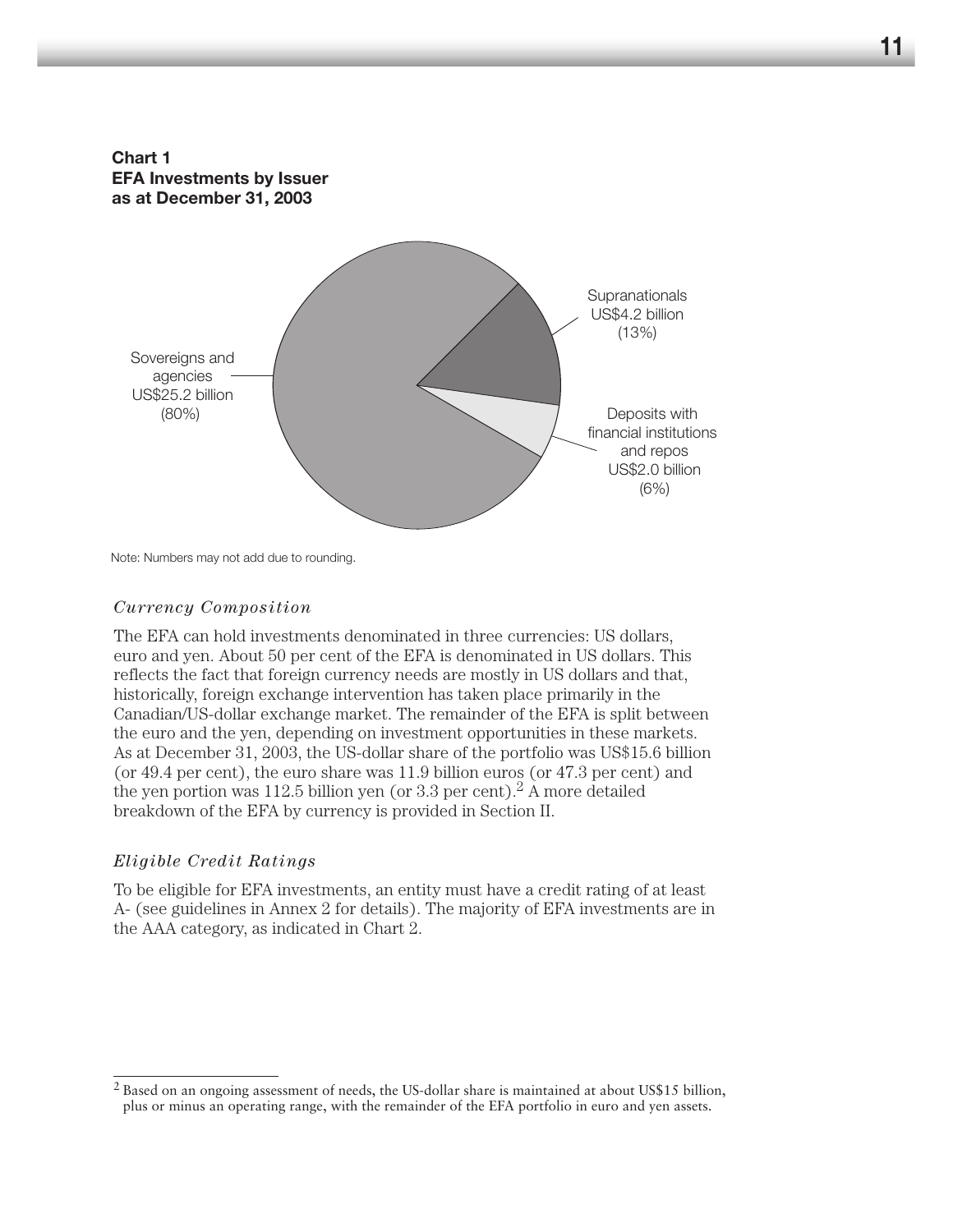**Chart 1**
**EFA Investments by Issuer**
**as at December 31, 2003**

Sovereigns and agencies
US$25.2 billion
(80%)

Supranationals
US$4.2 billion
(13%)

Deposits with financial institutions and repos
US$2.0 billion
(6%)

Note: Numbers may not add due to rounding.

### *Currency Composition*

The EFA can hold investments denominated in three currencies: US dollars, euro and yen. About 50 per cent of the EFA is denominated in US dollars. This reflects the fact that foreign currency needs are mostly in US dollars and that, historically, foreign exchange intervention has taken place primarily in the Canadian/US-dollar exchange market. The remainder of the EFA is split between the euro and the yen, depending on investment opportunities in these markets. As at December 31, 2003, the US-dollar share of the portfolio was US$15.6 billion (or 49.4 per cent), the euro share was 11.9 billion euros (or 47.3 per cent) and the yen portion was 112.5 billion yen (or 3.3 per cent).[2] A more detailed breakdown of the EFA by currency is provided in Section II.

### *Eligible Credit Ratings*

To be eligible for EFA investments, an entity must have a credit rating of at least A- (see guidelines in Annex 2 for details). The majority of EFA investments are in the AAA category, as indicated in Chart 2.

---

[2] Based on an ongoing assessment of needs, the US-dollar share is maintained at about US$15 billion, plus or minus an operating range, with the remainder of the EFA portfolio in euro and yen assets.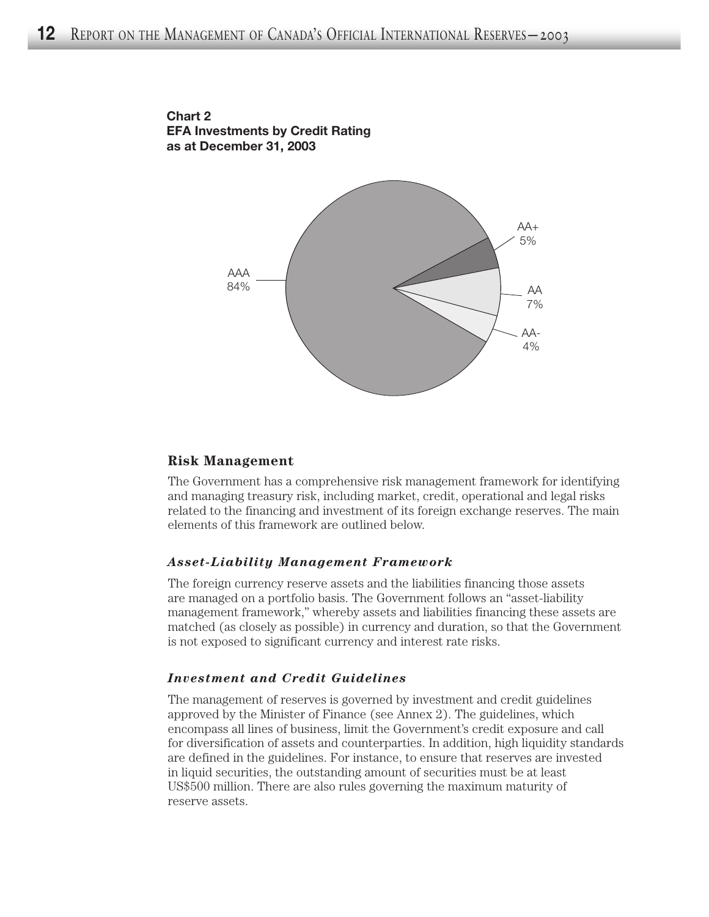**Chart 2**
**EFA Investments by Credit Rating as at December 31, 2003**

AAA
84%

AA+
5%

AA
7%

AA-
4%

### Risk Management

The Government has a comprehensive risk management framework for identifying and managing treasury risk, including market, credit, operational and legal risks related to the financing and investment of its foreign exchange reserves. The main elements of this framework are outlined below.

#### *Asset-Liability Management Framework*

The foreign currency reserve assets and the liabilities financing those assets are managed on a portfolio basis. The Government follows an "asset-liability management framework," whereby assets and liabilities financing these assets are matched (as closely as possible) in currency and duration, so that the Government is not exposed to significant currency and interest rate risks.

#### *Investment and Credit Guidelines*

The management of reserves is governed by investment and credit guidelines approved by the Minister of Finance (see Annex 2). The guidelines, which encompass all lines of business, limit the Government's credit exposure and call for diversification of assets and counterparties. In addition, high liquidity standards are defined in the guidelines. For instance, to ensure that reserves are invested in liquid securities, the outstanding amount of securities must be at least US$500 million. There are also rules governing the maximum maturity of reserve assets.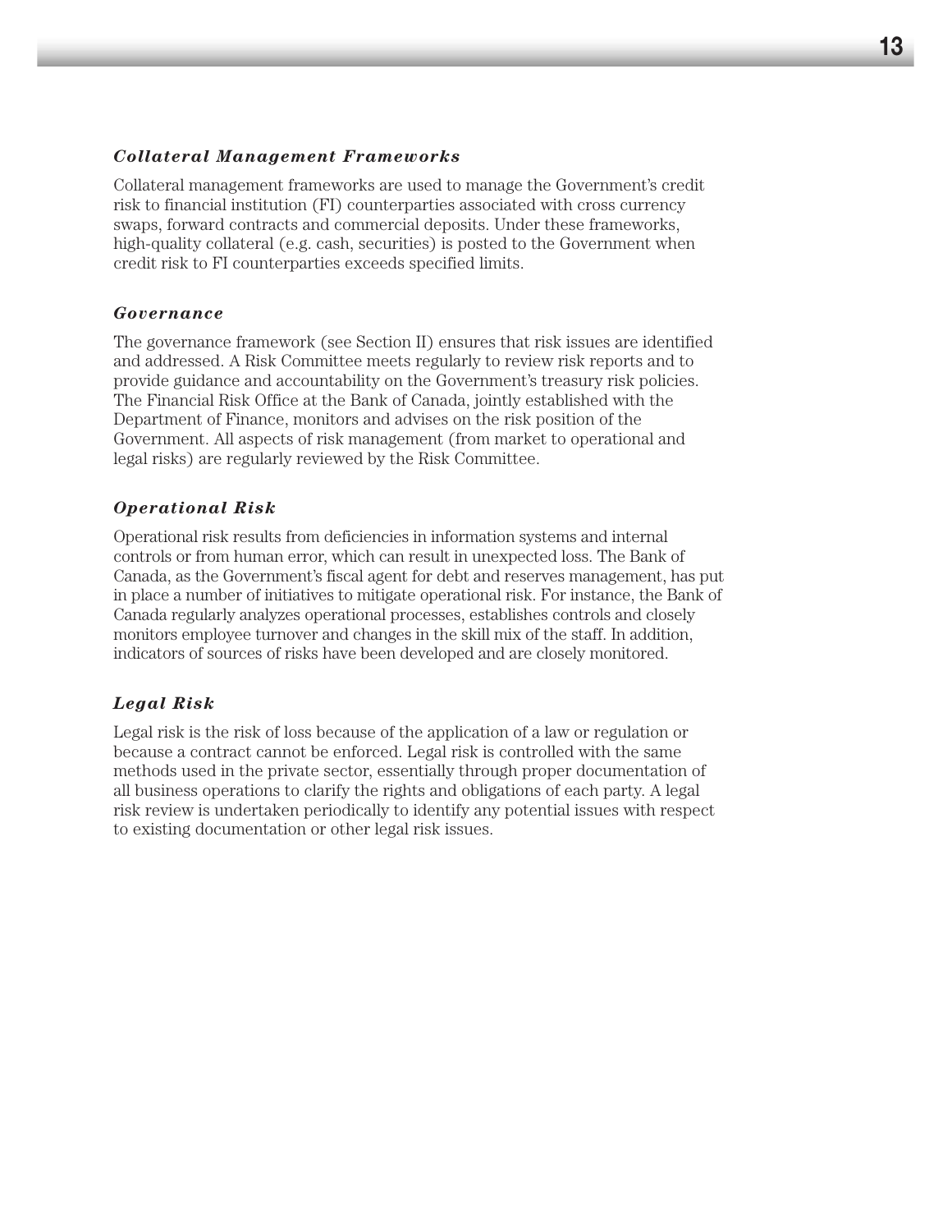### *Collateral Management Frameworks*

Collateral management frameworks are used to manage the Government's credit risk to financial institution (FI) counterparties associated with cross currency swaps, forward contracts and commercial deposits. Under these frameworks, high-quality collateral (e.g. cash, securities) is posted to the Government when credit risk to FI counterparties exceeds specified limits.

### *Governance*

The governance framework (see Section II) ensures that risk issues are identified and addressed. A Risk Committee meets regularly to review risk reports and to provide guidance and accountability on the Government's treasury risk policies. The Financial Risk Office at the Bank of Canada, jointly established with the Department of Finance, monitors and advises on the risk position of the Government. All aspects of risk management (from market to operational and legal risks) are regularly reviewed by the Risk Committee.

### *Operational Risk*

Operational risk results from deficiencies in information systems and internal controls or from human error, which can result in unexpected loss. The Bank of Canada, as the Government's fiscal agent for debt and reserves management, has put in place a number of initiatives to mitigate operational risk. For instance, the Bank of Canada regularly analyzes operational processes, establishes controls and closely monitors employee turnover and changes in the skill mix of the staff. In addition, indicators of sources of risks have been developed and are closely monitored.

### *Legal Risk*

Legal risk is the risk of loss because of the application of a law or regulation or because a contract cannot be enforced. Legal risk is controlled with the same methods used in the private sector, essentially through proper documentation of all business operations to clarify the rights and obligations of each party. A legal risk review is undertaken periodically to identify any potential issues with respect to existing documentation or other legal risk issues.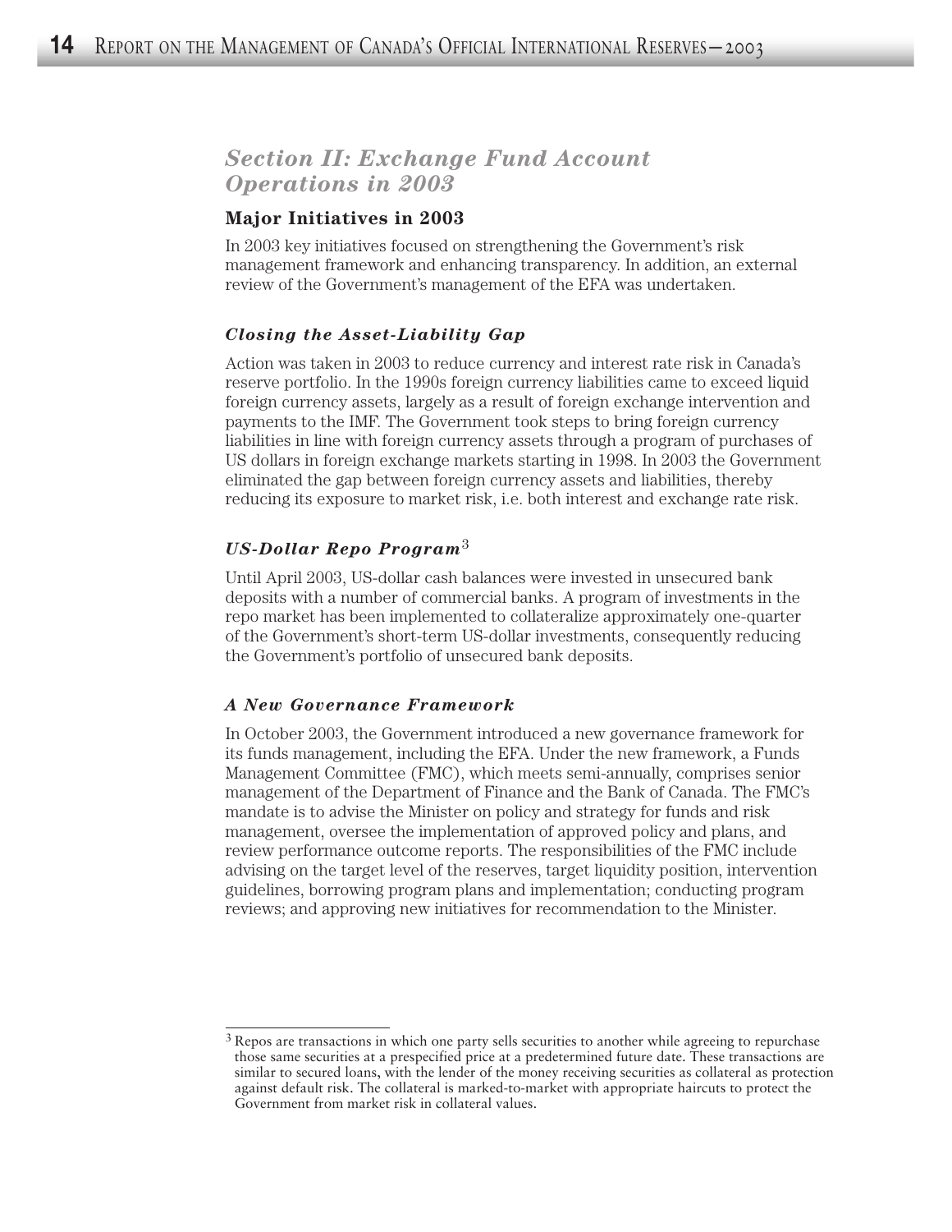## Section II: Exchange Fund Account Operations in 2003

### Major Initiatives in 2003

In 2003 key initiatives focused on strengthening the Government's risk management framework and enhancing transparency. In addition, an external review of the Government's management of the EFA was undertaken.

#### *Closing the Asset-Liability Gap*

Action was taken in 2003 to reduce currency and interest rate risk in Canada's reserve portfolio. In the 1990s foreign currency liabilities came to exceed liquid foreign currency assets, largely as a result of foreign exchange intervention and payments to the IMF. The Government took steps to bring foreign currency liabilities in line with foreign currency assets through a program of purchases of US dollars in foreign exchange markets starting in 1998. In 2003 the Government eliminated the gap between foreign currency assets and liabilities, thereby reducing its exposure to market risk, i.e. both interest and exchange rate risk.

#### *US-Dollar Repo Program*[3]

Until April 2003, US-dollar cash balances were invested in unsecured bank deposits with a number of commercial banks. A program of investments in the repo market has been implemented to collateralize approximately one-quarter of the Government's short-term US-dollar investments, consequently reducing the Government's portfolio of unsecured bank deposits.

#### *A New Governance Framework*

In October 2003, the Government introduced a new governance framework for its funds management, including the EFA. Under the new framework, a Funds Management Committee (FMC), which meets semi-annually, comprises senior management of the Department of Finance and the Bank of Canada. The FMC's mandate is to advise the Minister on policy and strategy for funds and risk management, oversee the implementation of approved policy and plans, and review performance outcome reports. The responsibilities of the FMC include advising on the target level of the reserves, target liquidity position, intervention guidelines, borrowing program plans and implementation; conducting program reviews; and approving new initiatives for recommendation to the Minister.

---

[3] Repos are transactions in which one party sells securities to another while agreeing to repurchase those same securities at a prespecified price at a predetermined future date. These transactions are similar to secured loans, with the lender of the money receiving securities as collateral as protection against default risk. The collateral is marked-to-market with appropriate haircuts to protect the Government from market risk in collateral values.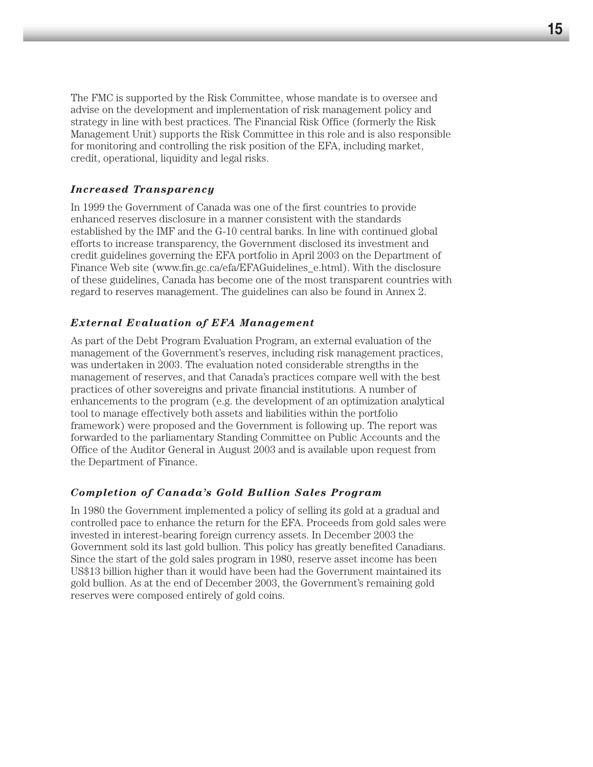The FMC is supported by the Risk Committee, whose mandate is to oversee and advise on the development and implementation of risk management policy and strategy in line with best practices. The Financial Risk Office (formerly the Risk Management Unit) supports the Risk Committee in this role and is also responsible for monitoring and controlling the risk position of the EFA, including market, credit, operational, liquidity and legal risks.

### *Increased Transparency*

In 1999 the Government of Canada was one of the first countries to provide enhanced reserves disclosure in a manner consistent with the standards established by the IMF and the G-10 central banks. In line with continued global efforts to increase transparency, the Government disclosed its investment and credit guidelines governing the EFA portfolio in April 2003 on the Department of Finance Web site (www.fin.gc.ca/efa/EFAGuidelines_e.html). With the disclosure of these guidelines, Canada has become one of the most transparent countries with regard to reserves management. The guidelines can also be found in Annex 2.

### *External Evaluation of EFA Management*

As part of the Debt Program Evaluation Program, an external evaluation of the management of the Government's reserves, including risk management practices, was undertaken in 2003. The evaluation noted considerable strengths in the management of reserves, and that Canada's practices compare well with the best practices of other sovereigns and private financial institutions. A number of enhancements to the program (e.g. the development of an optimization analytical tool to manage effectively both assets and liabilities within the portfolio framework) were proposed and the Government is following up. The report was forwarded to the parliamentary Standing Committee on Public Accounts and the Office of the Auditor General in August 2003 and is available upon request from the Department of Finance.

### *Completion of Canada's Gold Bullion Sales Program*

In 1980 the Government implemented a policy of selling its gold at a gradual and controlled pace to enhance the return for the EFA. Proceeds from gold sales were invested in interest-bearing foreign currency assets. In December 2003 the Government sold its last gold bullion. This policy has greatly benefited Canadians. Since the start of the gold sales program in 1980, reserve asset income has been US$13 billion higher than it would have been had the Government maintained its gold bullion. As at the end of December 2003, the Government's remaining gold reserves were composed entirely of gold coins.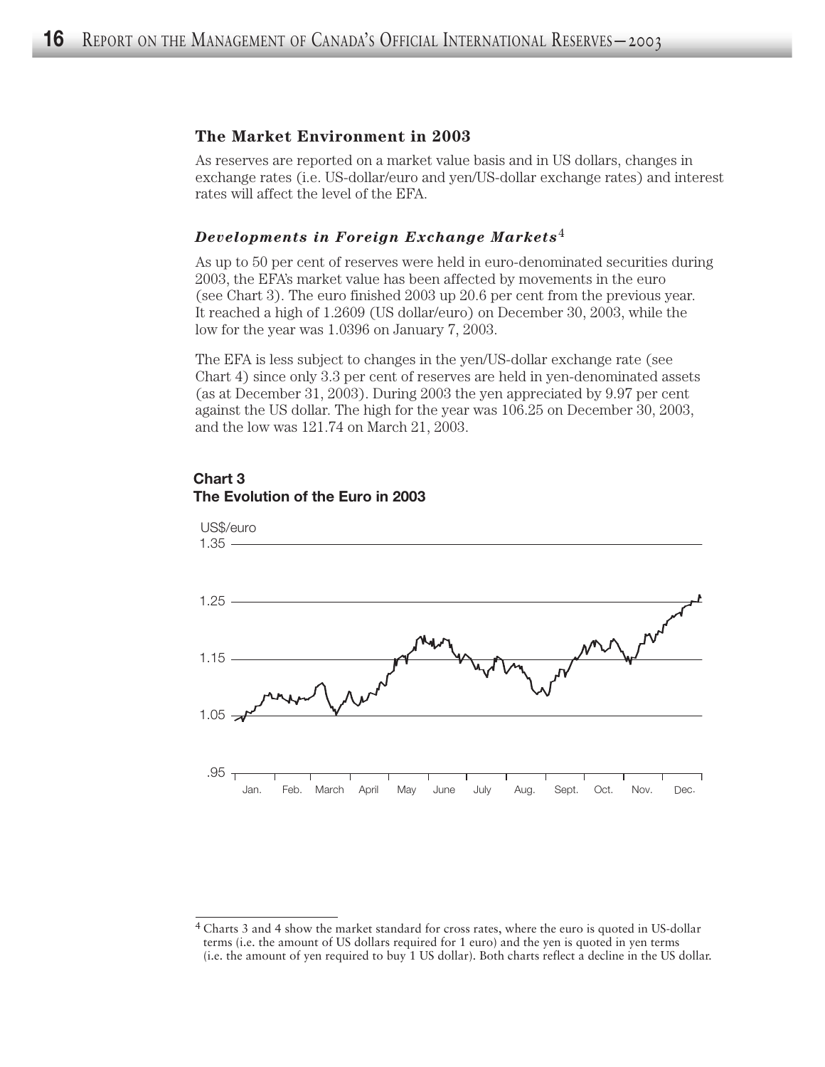## The Market Environment in 2003

As reserves are reported on a market value basis and in US dollars, changes in exchange rates (i.e. US-dollar/euro and yen/US-dollar exchange rates) and interest rates will affect the level of the EFA.

### *Developments in Foreign Exchange Markets*[4]

As up to 50 per cent of reserves were held in euro-denominated securities during 2003, the EFA's market value has been affected by movements in the euro (see Chart 3). The euro finished 2003 up 20.6 per cent from the previous year. It reached a high of 1.2609 (US dollar/euro) on December 30, 2003, while the low for the year was 1.0396 on January 7, 2003.

The EFA is less subject to changes in the yen/US-dollar exchange rate (see Chart 4) since only 3.3 per cent of reserves are held in yen-denominated assets (as at December 31, 2003). During 2003 the yen appreciated by 9.97 per cent against the US dollar. The high for the year was 106.25 on December 30, 2003, and the low was 121.74 on March 21, 2003.

**Chart 3**
**The Evolution of the Euro in 2003**

US$/euro

1.35

1.25

1.15

1.05

.95

Jan. Feb. March April May June July Aug. Sept. Oct. Nov. Dec.

---

[4] Charts 3 and 4 show the market standard for cross rates, where the euro is quoted in US-dollar terms (i.e. the amount of US dollars required for 1 euro) and the yen is quoted in yen terms (i.e. the amount of yen required to buy 1 US dollar). Both charts reflect a decline in the US dollar.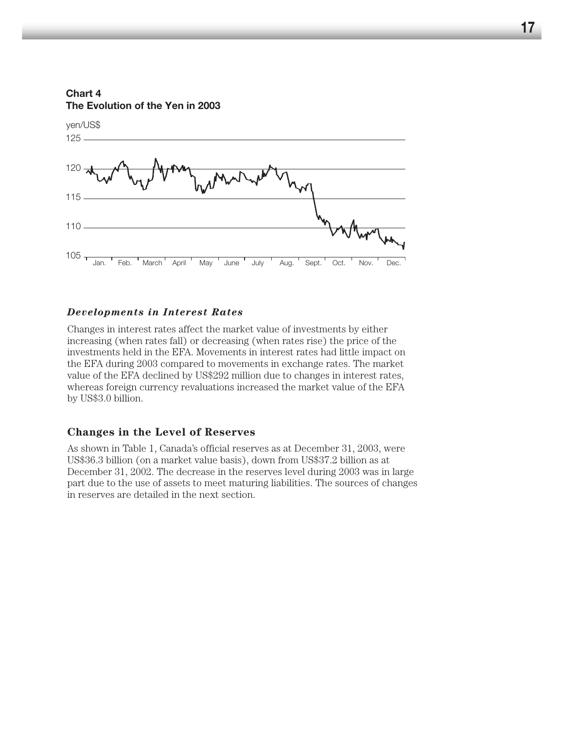**Chart 4**
**The Evolution of the Yen in 2003**

yen/US$

125

120

115

110

105

Jan. Feb. March April May June July Aug. Sept. Oct. Nov. Dec.

### *Developments in Interest Rates*

Changes in interest rates affect the market value of investments by either increasing (when rates fall) or decreasing (when rates rise) the price of the investments held in the EFA. Movements in interest rates had little impact on the EFA during 2003 compared to movements in exchange rates. The market value of the EFA declined by US$292 million due to changes in interest rates, whereas foreign currency revaluations increased the market value of the EFA by US$3.0 billion.

## Changes in the Level of Reserves

As shown in Table 1, Canada's official reserves as at December 31, 2003, were US$36.3 billion (on a market value basis), down from US$37.2 billion as at December 31, 2002. The decrease in the reserves level during 2003 was in large part due to the use of assets to meet maturing liabilities. The sources of changes in reserves are detailed in the next section.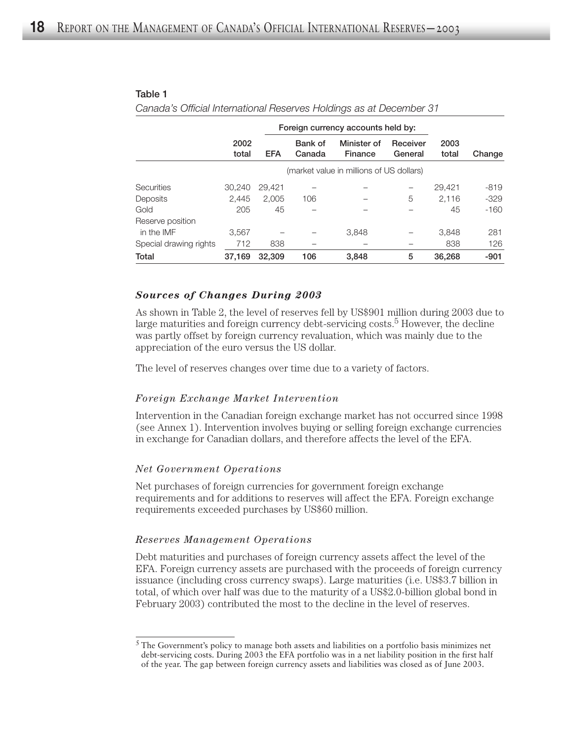**Table 1**

*Canada's Official International Reserves Holdings as at December 31*

| | 2002 total | Foreign currency accounts held by: EFA | Bank of Canada | Minister of Finance | Receiver General | 2003 total | Change |
|---|---|---|---|---|---|---|---|
| | (market value in millions of US dollars) | | | | | | |
| Securities | 30,240 | 29,421 | – | – | – | 29,421 | -819 |
| Deposits | 2,445 | 2,005 | 106 | – | 5 | 2,116 | -329 |
| Gold | 205 | 45 | – | – | – | 45 | -160 |
| Reserve position in the IMF | 3,567 | – | – | 3,848 | – | 3,848 | 281 |
| Special drawing rights | 712 | 838 | – | – | – | 838 | 126 |
| **Total** | **37,169** | **32,309** | **106** | **3,848** | **5** | **36,268** | **-901** |

### *Sources of Changes During 2003*

As shown in Table 2, the level of reserves fell by US$901 million during 2003 due to large maturities and foreign currency debt-servicing costs.[5] However, the decline was partly offset by foreign currency revaluation, which was mainly due to the appreciation of the euro versus the US dollar.

The level of reserves changes over time due to a variety of factors.

#### *Foreign Exchange Market Intervention*

Intervention in the Canadian foreign exchange market has not occurred since 1998 (see Annex 1). Intervention involves buying or selling foreign exchange currencies in exchange for Canadian dollars, and therefore affects the level of the EFA.

#### *Net Government Operations*

Net purchases of foreign currencies for government foreign exchange requirements and for additions to reserves will affect the EFA. Foreign exchange requirements exceeded purchases by US$60 million.

#### *Reserves Management Operations*

Debt maturities and purchases of foreign currency assets affect the level of the EFA. Foreign currency assets are purchased with the proceeds of foreign currency issuance (including cross currency swaps). Large maturities (i.e. US$3.7 billion in total, of which over half was due to the maturity of a US$2.0-billion global bond in February 2003) contributed the most to the decline in the level of reserves.

---

[5] The Government's policy to manage both assets and liabilities on a portfolio basis minimizes net debt-servicing costs. During 2003 the EFA portfolio was in a net liability position in the first half of the year. The gap between foreign currency assets and liabilities was closed as of June 2003.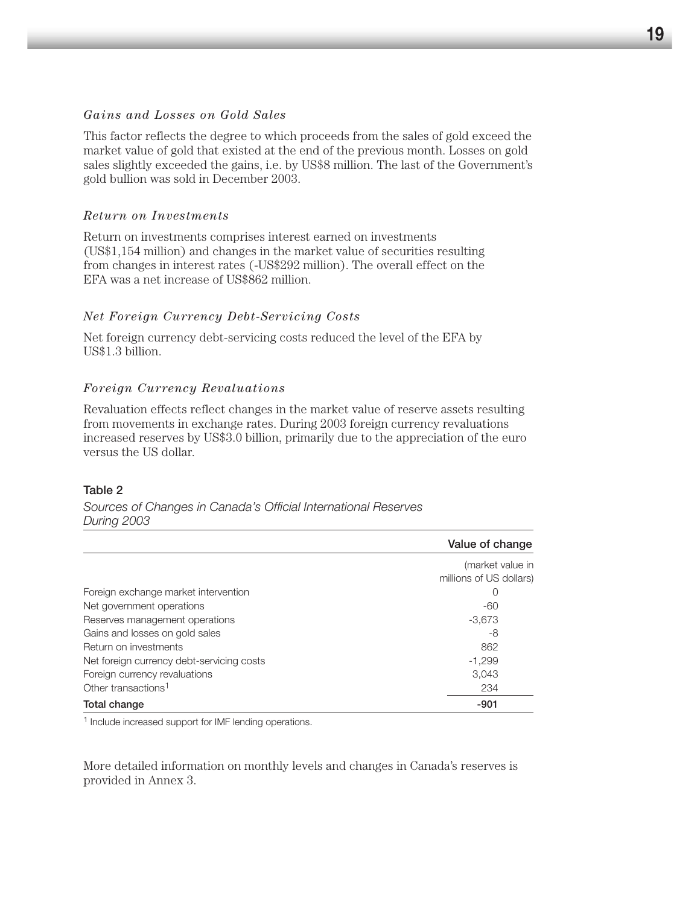### *Gains and Losses on Gold Sales*

This factor reflects the degree to which proceeds from the sales of gold exceed the market value of gold that existed at the end of the previous month. Losses on gold sales slightly exceeded the gains, i.e. by US$8 million. The last of the Government's gold bullion was sold in December 2003.

### *Return on Investments*

Return on investments comprises interest earned on investments (US$1,154 million) and changes in the market value of securities resulting from changes in interest rates (-US$292 million). The overall effect on the EFA was a net increase of US$862 million.

### *Net Foreign Currency Debt-Servicing Costs*

Net foreign currency debt-servicing costs reduced the level of the EFA by US$1.3 billion.

### *Foreign Currency Revaluations*

Revaluation effects reflect changes in the market value of reserve assets resulting from movements in exchange rates. During 2003 foreign currency revaluations increased reserves by US$3.0 billion, primarily due to the appreciation of the euro versus the US dollar.

**Table 2**

*Sources of Changes in Canada's Official International Reserves During 2003*

| | Value of change |
|---|---|
| | (market value in millions of US dollars) |
| Foreign exchange market intervention | 0 |
| Net government operations | -60 |
| Reserves management operations | -3,673 |
| Gains and losses on gold sales | -8 |
| Return on investments | 862 |
| Net foreign currency debt-servicing costs | -1,299 |
| Foreign currency revaluations | 3,043 |
| Other transactions[1] | 234 |
| **Total change** | **-901** |

[1] Include increased support for IMF lending operations.

More detailed information on monthly levels and changes in Canada's reserves is provided in Annex 3.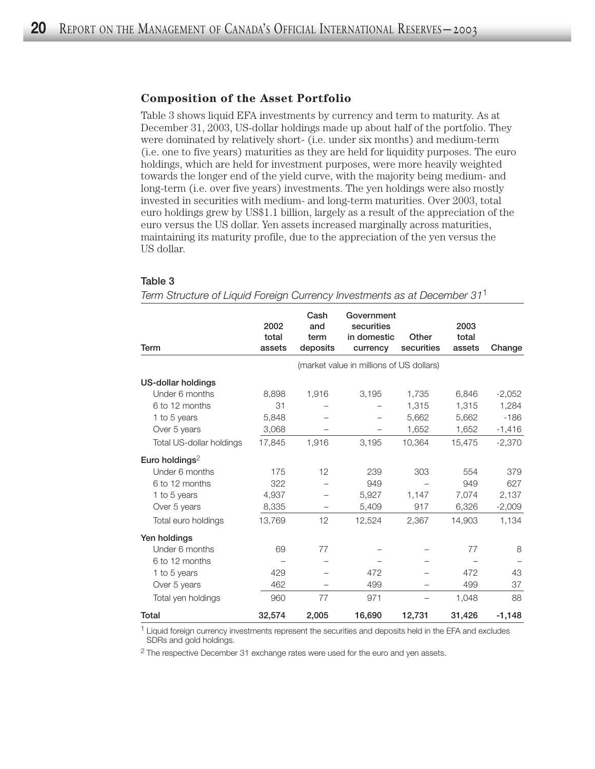## Composition of the Asset Portfolio

Table 3 shows liquid EFA investments by currency and term to maturity. As at December 31, 2003, US-dollar holdings made up about half of the portfolio. They were dominated by relatively short- (i.e. under six months) and medium-term (i.e. one to five years) maturities as they are held for liquidity purposes. The euro holdings, which are held for investment purposes, were more heavily weighted towards the longer end of the yield curve, with the majority being medium- and long-term (i.e. over five years) investments. The yen holdings were also mostly invested in securities with medium- and long-term maturities. Over 2003, total euro holdings grew by US$1.1 billion, largely as a result of the appreciation of the euro versus the US dollar. Yen assets increased marginally across maturities, maintaining its maturity profile, due to the appreciation of the yen versus the US dollar.

Table 3

*Term Structure of Liquid Foreign Currency Investments as at December 31*[1]

| Term | 2002 total assets | Cash and term deposits | Government securities in domestic currency | Other securities | 2003 total assets | Change |
|---|---|---|---|---|---|---|
| | | (market value in millions of US dollars) | | | | |
| **US-dollar holdings** | | | | | | |
| Under 6 months | 8,898 | 1,916 | 3,195 | 1,735 | 6,846 | -2,052 |
| 6 to 12 months | 31 | – | – | 1,315 | 1,315 | 1,284 |
| 1 to 5 years | 5,848 | – | – | 5,662 | 5,662 | -186 |
| Over 5 years | 3,068 | – | – | 1,652 | 1,652 | -1,416 |
| Total US-dollar holdings | 17,845 | 1,916 | 3,195 | 10,364 | 15,475 | -2,370 |
| **Euro holdings**[2] | | | | | | |
| Under 6 months | 175 | 12 | 239 | 303 | 554 | 379 |
| 6 to 12 months | 322 | – | 949 | – | 949 | 627 |
| 1 to 5 years | 4,937 | – | 5,927 | 1,147 | 7,074 | 2,137 |
| Over 5 years | 8,335 | – | 5,409 | 917 | 6,326 | -2,009 |
| Total euro holdings | 13,769 | 12 | 12,524 | 2,367 | 14,903 | 1,134 |
| **Yen holdings** | | | | | | |
| Under 6 months | 69 | 77 | – | – | 77 | 8 |
| 6 to 12 months | – | – | – | – | – | – |
| 1 to 5 years | 429 | – | 472 | – | 472 | 43 |
| Over 5 years | 462 | – | 499 | – | 499 | 37 |
| Total yen holdings | 960 | 77 | 971 | – | 1,048 | 88 |
| **Total** | **32,574** | **2,005** | **16,690** | **12,731** | **31,426** | **-1,148** |

[1] Liquid foreign currency investments represent the securities and deposits held in the EFA and excludes SDRs and gold holdings.

[2] The respective December 31 exchange rates were used for the euro and yen assets.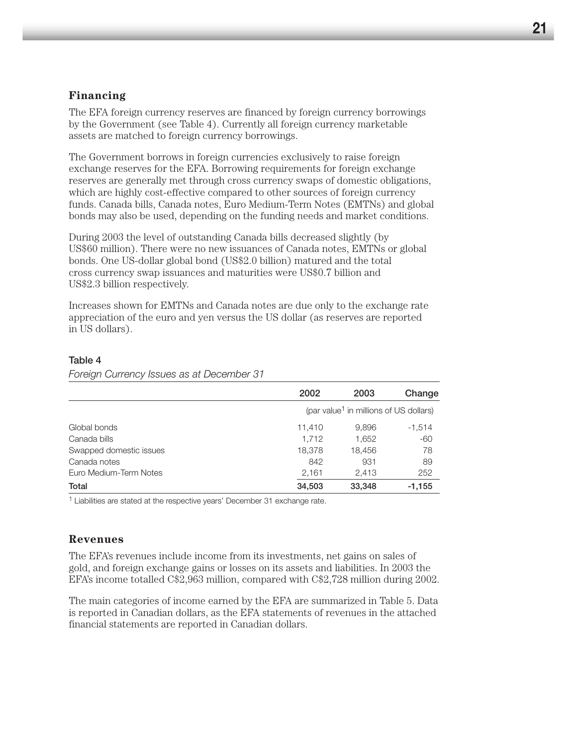### Financing

The EFA foreign currency reserves are financed by foreign currency borrowings by the Government (see Table 4). Currently all foreign currency marketable assets are matched to foreign currency borrowings.

The Government borrows in foreign currencies exclusively to raise foreign exchange reserves for the EFA. Borrowing requirements for foreign exchange reserves are generally met through cross currency swaps of domestic obligations, which are highly cost-effective compared to other sources of foreign currency funds. Canada bills, Canada notes, Euro Medium-Term Notes (EMTNs) and global bonds may also be used, depending on the funding needs and market conditions.

During 2003 the level of outstanding Canada bills decreased slightly (by US$60 million). There were no new issuances of Canada notes, EMTNs or global bonds. One US-dollar global bond (US$2.0 billion) matured and the total cross currency swap issuances and maturities were US$0.7 billion and US$2.3 billion respectively.

Increases shown for EMTNs and Canada notes are due only to the exchange rate appreciation of the euro and yen versus the US dollar (as reserves are reported in US dollars).

**Table 4**

*Foreign Currency Issues as at December 31*

| | 2002 | 2003 | Change |
|---|---|---|---|
| | (par value[1] in millions of US dollars) | | |
| Global bonds | 11,410 | 9,896 | -1,514 |
| Canada bills | 1,712 | 1,652 | -60 |
| Swapped domestic issues | 18,378 | 18,456 | 78 |
| Canada notes | 842 | 931 | 89 |
| Euro Medium-Term Notes | 2,161 | 2,413 | 252 |
| **Total** | **34,503** | **33,348** | **-1,155** |

[1] Liabilities are stated at the respective years' December 31 exchange rate.

### Revenues

The EFA's revenues include income from its investments, net gains on sales of gold, and foreign exchange gains or losses on its assets and liabilities. In 2003 the EFA's income totalled C$2,963 million, compared with C$2,728 million during 2002.

The main categories of income earned by the EFA are summarized in Table 5. Data is reported in Canadian dollars, as the EFA statements of revenues in the attached financial statements are reported in Canadian dollars.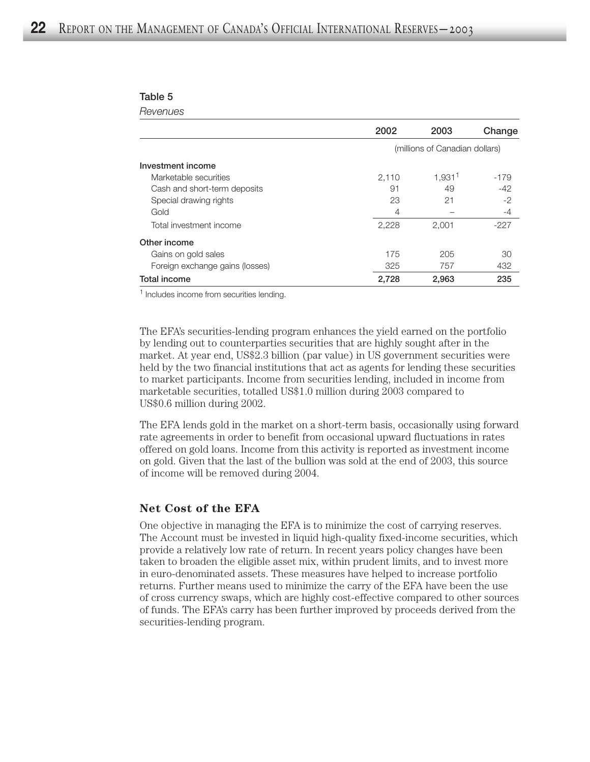Table 5

*Revenues*

| | 2002 | 2003 | Change |
|---|---|---|---|
| | (millions of Canadian dollars) | | |
| **Investment income** | | | |
| Marketable securities | 2,110 | 1,931[1] | -179 |
| Cash and short-term deposits | 91 | 49 | -42 |
| Special drawing rights | 23 | 21 | -2 |
| Gold | 4 | – | -4 |
| Total investment income | 2,228 | 2,001 | -227 |
| **Other income** | | | |
| Gains on gold sales | 175 | 205 | 30 |
| Foreign exchange gains (losses) | 325 | 757 | 432 |
| **Total income** | **2,728** | **2,963** | **235** |

[1] Includes income from securities lending.

The EFA's securities-lending program enhances the yield earned on the portfolio by lending out to counterparties securities that are highly sought after in the market. At year end, US$2.3 billion (par value) in US government securities were held by the two financial institutions that act as agents for lending these securities to market participants. Income from securities lending, included in income from marketable securities, totalled US$1.0 million during 2003 compared to US$0.6 million during 2002.

The EFA lends gold in the market on a short-term basis, occasionally using forward rate agreements in order to benefit from occasional upward fluctuations in rates offered on gold loans. Income from this activity is reported as investment income on gold. Given that the last of the bullion was sold at the end of 2003, this source of income will be removed during 2004.

### Net Cost of the EFA

One objective in managing the EFA is to minimize the cost of carrying reserves. The Account must be invested in liquid high-quality fixed-income securities, which provide a relatively low rate of return. In recent years policy changes have been taken to broaden the eligible asset mix, within prudent limits, and to invest more in euro-denominated assets. These measures have helped to increase portfolio returns. Further means used to minimize the carry of the EFA have been the use of cross currency swaps, which are highly cost-effective compared to other sources of funds. The EFA's carry has been further improved by proceeds derived from the securities-lending program.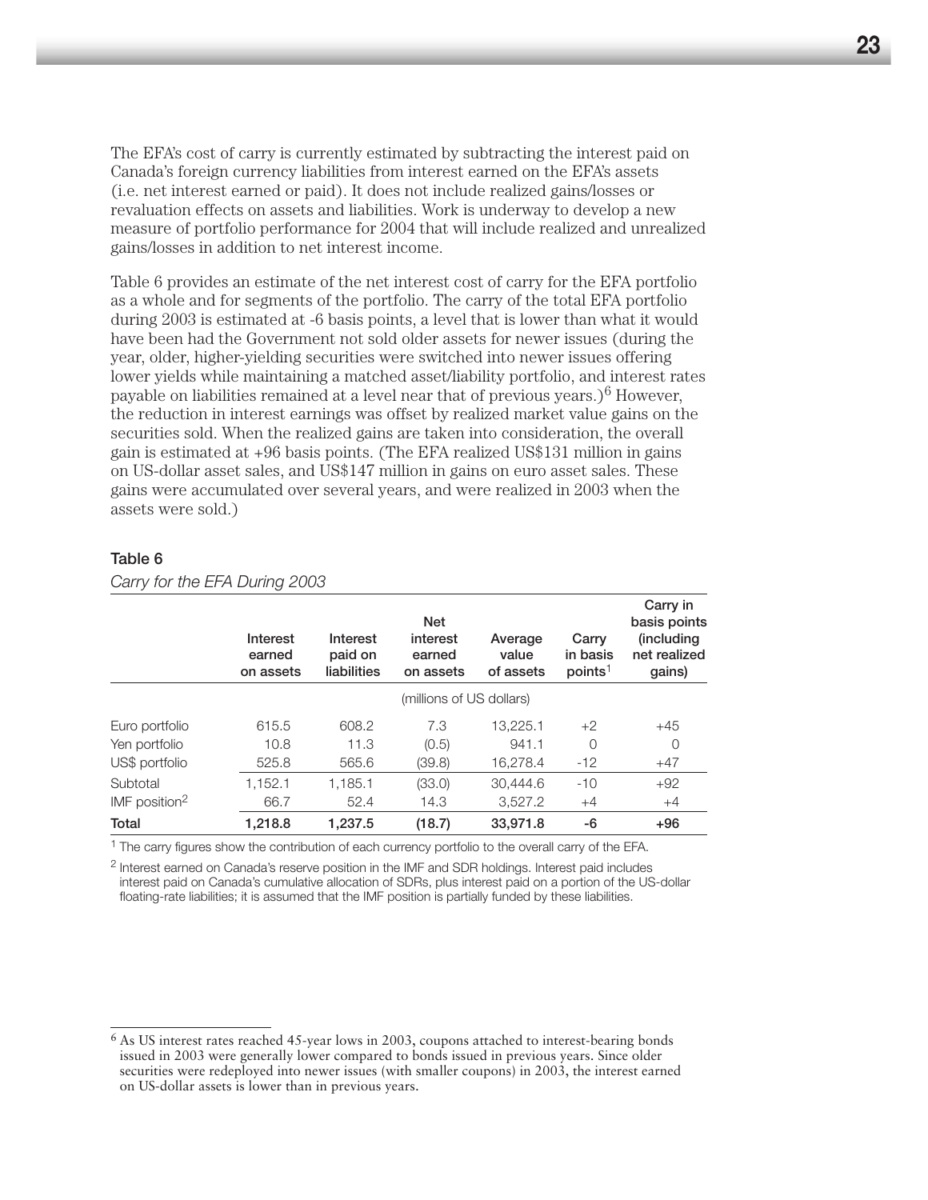The EFA's cost of carry is currently estimated by subtracting the interest paid on Canada's foreign currency liabilities from interest earned on the EFA's assets (i.e. net interest earned or paid). It does not include realized gains/losses or revaluation effects on assets and liabilities. Work is underway to develop a new measure of portfolio performance for 2004 that will include realized and unrealized gains/losses in addition to net interest income.

Table 6 provides an estimate of the net interest cost of carry for the EFA portfolio as a whole and for segments of the portfolio. The carry of the total EFA portfolio during 2003 is estimated at -6 basis points, a level that is lower than what it would have been had the Government not sold older assets for newer issues (during the year, older, higher-yielding securities were switched into newer issues offering lower yields while maintaining a matched asset/liability portfolio, and interest rates payable on liabilities remained at a level near that of previous years.)[6] However, the reduction in interest earnings was offset by realized market value gains on the securities sold. When the realized gains are taken into consideration, the overall gain is estimated at +96 basis points. (The EFA realized US$131 million in gains on US-dollar asset sales, and US$147 million in gains on euro asset sales. These gains were accumulated over several years, and were realized in 2003 when the assets were sold.)

**Table 6**

*Carry for the EFA During 2003*

| | Interest earned on assets | Interest paid on liabilities | Net interest earned on assets | Average value of assets | Carry in basis points[1] | Carry in basis points (including net realized gains) |
|---|---|---|---|---|---|---|
| | | | (millions of US dollars) | | | |
| Euro portfolio | 615.5 | 608.2 | 7.3 | 13,225.1 | +2 | +45 |
| Yen portfolio | 10.8 | 11.3 | (0.5) | 941.1 | 0 | 0 |
| US$ portfolio | 525.8 | 565.6 | (39.8) | 16,278.4 | -12 | +47 |
| Subtotal | 1,152.1 | 1,185.1 | (33.0) | 30,444.6 | -10 | +92 |
| IMF position[2] | 66.7 | 52.4 | 14.3 | 3,527.2 | +4 | +4 |
| **Total** | **1,218.8** | **1,237.5** | **(18.7)** | **33,971.8** | **-6** | **+96** |

[1] The carry figures show the contribution of each currency portfolio to the overall carry of the EFA.

[2] Interest earned on Canada's reserve position in the IMF and SDR holdings. Interest paid includes interest paid on Canada's cumulative allocation of SDRs, plus interest paid on a portion of the US-dollar floating-rate liabilities; it is assumed that the IMF position is partially funded by these liabilities.

[6] As US interest rates reached 45-year lows in 2003, coupons attached to interest-bearing bonds issued in 2003 were generally lower compared to bonds issued in previous years. Since older securities were redeployed into newer issues (with smaller coupons) in 2003, the interest earned on US-dollar assets is lower than in previous years.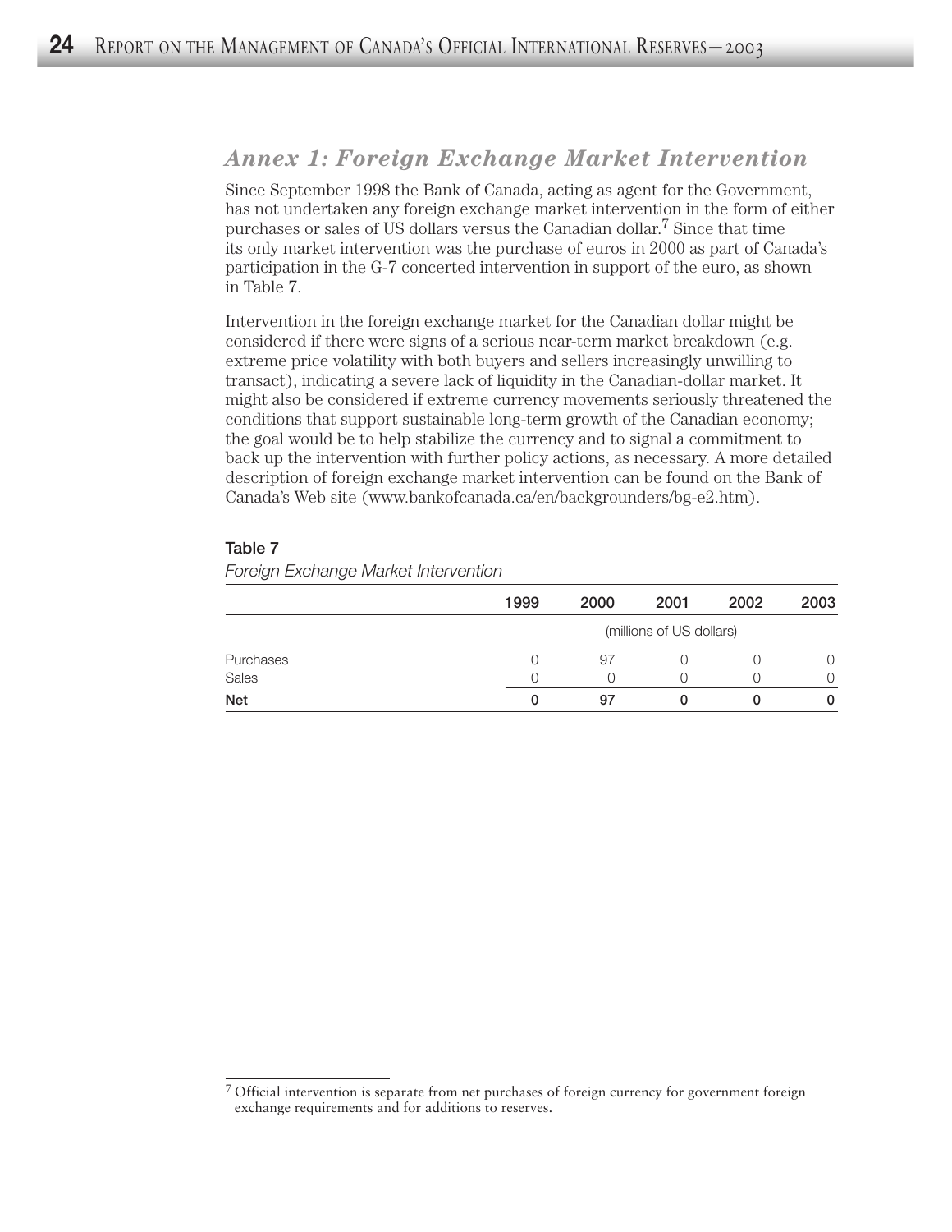## *Annex 1: Foreign Exchange Market Intervention*

Since September 1998 the Bank of Canada, acting as agent for the Government, has not undertaken any foreign exchange market intervention in the form of either purchases or sales of US dollars versus the Canadian dollar.[7] Since that time its only market intervention was the purchase of euros in 2000 as part of Canada's participation in the G-7 concerted intervention in support of the euro, as shown in Table 7.

Intervention in the foreign exchange market for the Canadian dollar might be considered if there were signs of a serious near-term market breakdown (e.g. extreme price volatility with both buyers and sellers increasingly unwilling to transact), indicating a severe lack of liquidity in the Canadian-dollar market. It might also be considered if extreme currency movements seriously threatened the conditions that support sustainable long-term growth of the Canadian economy; the goal would be to help stabilize the currency and to signal a commitment to back up the intervention with further policy actions, as necessary. A more detailed description of foreign exchange market intervention can be found on the Bank of Canada's Web site (www.bankofcanada.ca/en/backgrounders/bg-e2.htm).

**Table 7**

*Foreign Exchange Market Intervention*

| | 1999 | 2000 | 2001 | 2002 | 2003 |
|---|---|---|---|---|---|
| | (millions of US dollars) | | | | |
| Purchases | 0 | 97 | 0 | 0 | 0 |
| Sales | 0 | 0 | 0 | 0 | 0 |
| **Net** | **0** | **97** | **0** | **0** | **0** |

[7] Official intervention is separate from net purchases of foreign currency for government foreign exchange requirements and for additions to reserves.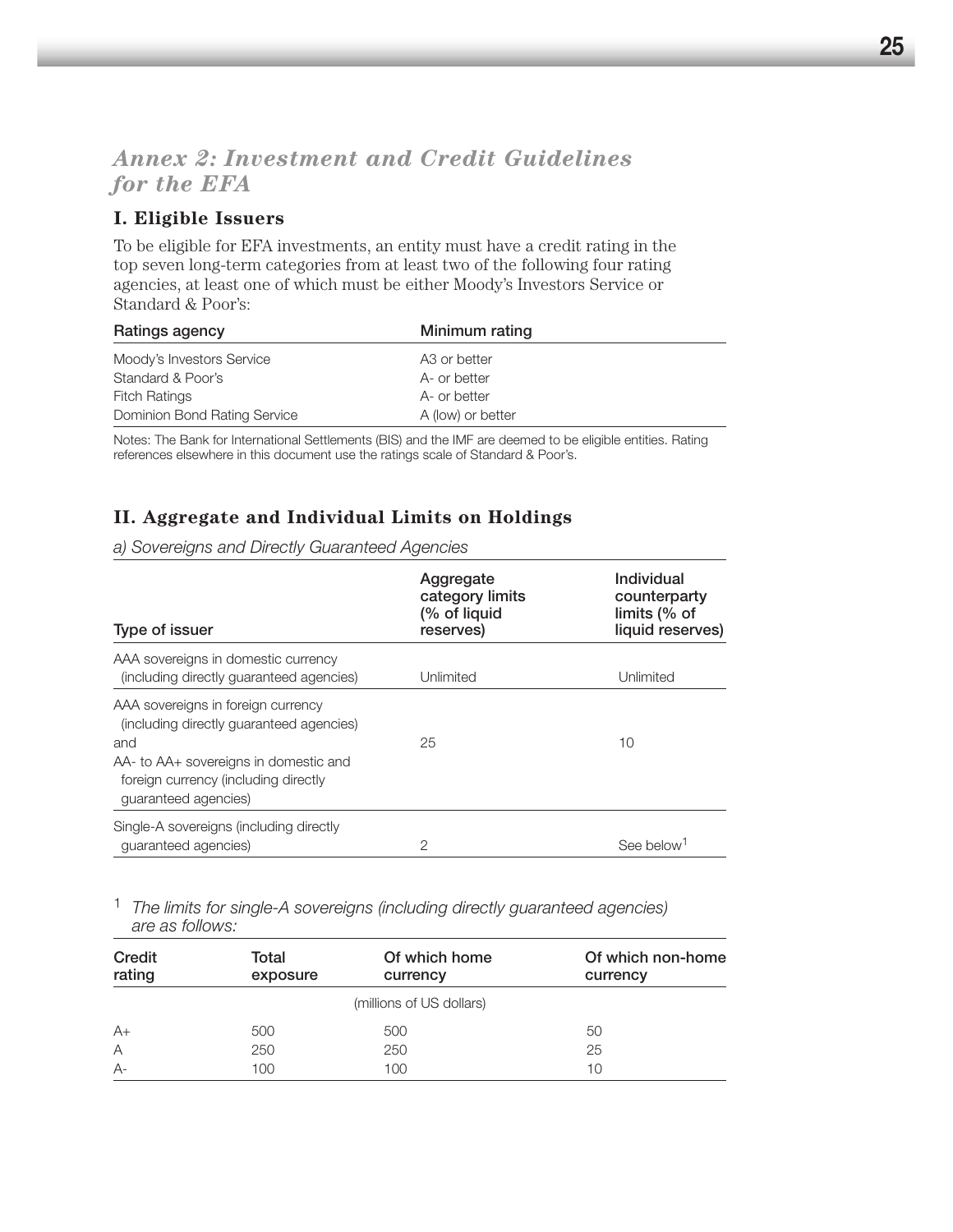## Annex 2: Investment and Credit Guidelines for the EFA

### I. Eligible Issuers

To be eligible for EFA investments, an entity must have a credit rating in the top seven long-term categories from at least two of the following four rating agencies, at least one of which must be either Moody's Investors Service or Standard & Poor's:

| Ratings agency | Minimum rating |
|---|---|
| Moody's Investors Service | A3 or better |
| Standard & Poor's | A- or better |
| Fitch Ratings | A- or better |
| Dominion Bond Rating Service | A (low) or better |

Notes: The Bank for International Settlements (BIS) and the IMF are deemed to be eligible entities. Rating references elsewhere in this document use the ratings scale of Standard & Poor's.

### II. Aggregate and Individual Limits on Holdings

*a) Sovereigns and Directly Guaranteed Agencies*

| Type of issuer | Aggregate category limits (% of liquid reserves) | Individual counterparty limits (% of liquid reserves) |
|---|---|---|
| AAA sovereigns in domestic currency (including directly guaranteed agencies) | Unlimited | Unlimited |
| AAA sovereigns in foreign currency (including directly guaranteed agencies) and AA- to AA+ sovereigns in domestic and foreign currency (including directly guaranteed agencies) | 25 | 10 |
| Single-A sovereigns (including directly guaranteed agencies) | 2 | See below[1] |

[1] *The limits for single-A sovereigns (including directly guaranteed agencies) are as follows:*

| Credit rating | Total exposure | Of which home currency | Of which non-home currency |
|---|---|---|---|
| | | (millions of US dollars) | |
| A+ | 500 | 500 | 50 |
| A | 250 | 250 | 25 |
| A- | 100 | 100 | 10 |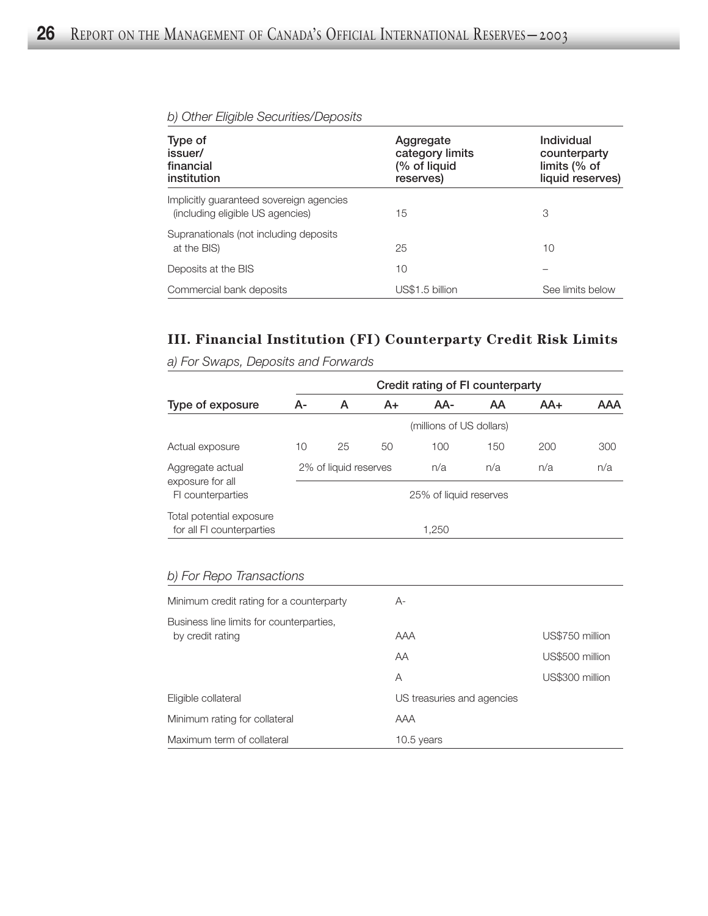*b) Other Eligible Securities/Deposits*

| Type of issuer/ financial institution | Aggregate category limits (% of liquid reserves) | Individual counterparty limits (% of liquid reserves) |
|---|---|---|
| Implicitly guaranteed sovereign agencies (including eligible US agencies) | 15 | 3 |
| Supranationals (not including deposits at the BIS) | 25 | 10 |
| Deposits at the BIS | 10 | – |
| Commercial bank deposits | US$1.5 billion | See limits below |

## III. Financial Institution (FI) Counterparty Credit Risk Limits

*a) For Swaps, Deposits and Forwards*

| | Credit rating of FI counterparty | | | | | | |
|---|---|---|---|---|---|---|---|
| Type of exposure | A- | A | A+ | AA- | AA | AA+ | AAA |
| | (millions of US dollars) | | | | | | |
| Actual exposure | 10 | 25 | 50 | 100 | 150 | 200 | 300 |
| Aggregate actual exposure for all FI counterparties | 2% of liquid reserves | | | n/a | n/a | n/a | n/a |
| | 25% of liquid reserves | | | | | | |
| Total potential exposure for all FI counterparties | 1,250 | | | | | | |

*b) For Repo Transactions*

| | | |
|---|---|---|
| Minimum credit rating for a counterparty | A- | |
| Business line limits for counterparties, by credit rating | AAA | US$750 million |
| | AA | US$500 million |
| | A | US$300 million |
| Eligible collateral | US treasuries and agencies | |
| Minimum rating for collateral | AAA | |
| Maximum term of collateral | 10.5 years | |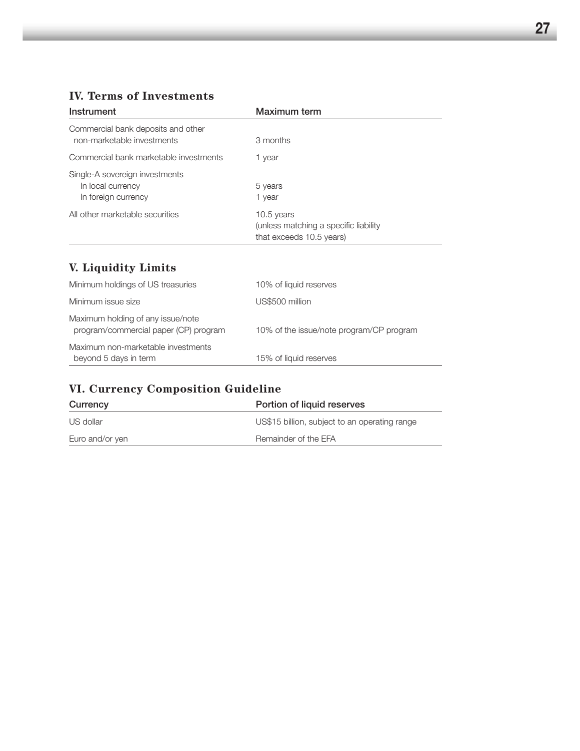## IV. Terms of Investments

| Instrument | Maximum term |
|---|---|
| Commercial bank deposits and other non-marketable investments | 3 months |
| Commercial bank marketable investments | 1 year |
| Single-A sovereign investments | |
| In local currency | 5 years |
| In foreign currency | 1 year |
| All other marketable securities | 10.5 years (unless matching a specific liability that exceeds 10.5 years) |

## V. Liquidity Limits

| | |
|---|---|
| Minimum holdings of US treasuries | 10% of liquid reserves |
| Minimum issue size | US$500 million |
| Maximum holding of any issue/note program/commercial paper (CP) program | 10% of the issue/note program/CP program |
| Maximum non-marketable investments beyond 5 days in term | 15% of liquid reserves |

## VI. Currency Composition Guideline

| Currency | Portion of liquid reserves |
|---|---|
| US dollar | US$15 billion, subject to an operating range |
| Euro and/or yen | Remainder of the EFA |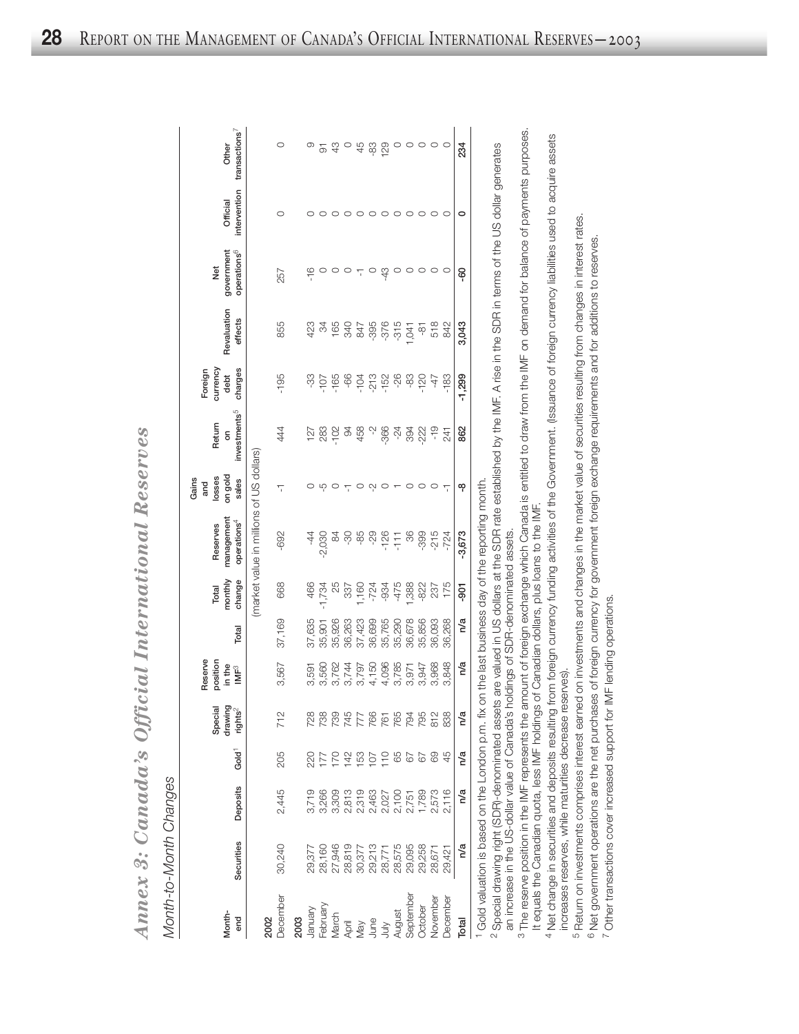# Annex 3: Canada's Official International Reserves

*Month-to-Month Changes*

| Month-end | Securities | Deposits | Gold[1] | Special drawing rights[2] | Reserve position in the IMF[3] | Total | Total monthly change | Reserves management operations[4] | Gains and losses on gold sales | Return on investments[5] | Foreign currency debt charges | Revaluation effects | Net government operations[6] | Official intervention | Other transactions[7] |
|---|---|---|---|---|---|---|---|---|---|---|---|---|---|---|---|
| | | | | | | | (market value in millions of US dollars) | | | | | | | | |
| **2002** | | | | | | | | | | | | | | | |
| December | 30,240 | 2,445 | 205 | 712 | 3,567 | 37,169 | 668 | -692 | -1 | 444 | -195 | 855 | 257 | 0 | 0 |
| **2003** | | | | | | | | | | | | | | | |
| January | 29,377 | 3,719 | 220 | 728 | 3,591 | 37,635 | 466 | -44 | 0 | 127 | -33 | 423 | -16 | 0 | 9 |
| February | 28,160 | 3,266 | 177 | 738 | 3,560 | 35,901 | -1,734 | -2,030 | -5 | 283 | -107 | 34 | 0 | 0 | 91 |
| March | 27,946 | 3,309 | 170 | 739 | 3,762 | 35,926 | 25 | 84 | 0 | -102 | -165 | 165 | 0 | 0 | 43 |
| April | 28,819 | 2,813 | 142 | 745 | 3,744 | 36,263 | 337 | -30 | -1 | 94 | -66 | 340 | 0 | 0 | 0 |
| May | 30,377 | 2,319 | 153 | 777 | 3,797 | 37,423 | 1,160 | -85 | 0 | 458 | -104 | 847 | -1 | 0 | 45 |
| June | 29,213 | 2,463 | 107 | 766 | 4,150 | 36,699 | -724 | -29 | -2 | -2 | -213 | -395 | 0 | 0 | -83 |
| July | 28,771 | 2,027 | 110 | 761 | 4,096 | 35,765 | -934 | -126 | 0 | -366 | -152 | -376 | -43 | 0 | 129 |
| August | 28,575 | 2,100 | 65 | 765 | 3,785 | 35,290 | -475 | -111 | 1 | -24 | -26 | -315 | 0 | 0 | 0 |
| September | 29,095 | 2,751 | 67 | 794 | 3,971 | 36,678 | 1,388 | 36 | 0 | 394 | -83 | 1,041 | 0 | 0 | 0 |
| October | 29,258 | 1,789 | 67 | 795 | 3,947 | 35,856 | -822 | -399 | 0 | -222 | -120 | -81 | 0 | 0 | 0 |
| November | 28,671 | 2,573 | 69 | 812 | 3,968 | 36,093 | 237 | -215 | 0 | -19 | -47 | 518 | 0 | 0 | 0 |
| December | 29,421 | 2,116 | 45 | 838 | 3,848 | 36,268 | 175 | -724 | -1 | 241 | -183 | 842 | 0 | 0 | 0 |
| **Total** | **n/a** | **n/a** | **n/a** | **n/a** | **n/a** | **n/a** | **-901** | **-3,673** | **-8** | **862** | **-1,299** | **3,043** | **-60** | **0** | **234** |

[1] Gold valuation is based on the London p.m. fix on the last business day of the reporting month.

[2] Special drawing right (SDR)-denominated assets are valued in US dollars at the SDR rate established by the IMF. A rise in the SDR in terms of the US dollar generates an increase in the US-dollar value of Canada's holdings of SDR-denominated assets.

[3] The reserve position in the IMF represents the amount of foreign exchange which Canada is entitled to draw from the IMF on demand for balance of payments purposes. It equals the Canadian quota, less IMF holdings of Canadian dollars, plus loans to the IMF.

[4] Net change in securities and deposits resulting from foreign currency funding activities of the Government. (Issuance of foreign currency liabilities used to acquire assets increases reserves, while maturities decrease reserves).

[5] Return on investments comprises interest earned on investments and changes in the market value of securities resulting from changes in interest rates.

[6] Net government operations are the net purchases of foreign currency for government foreign exchange requirements and for additions to reserves.

[7] Other transactions cover increased support for IMF lending operations.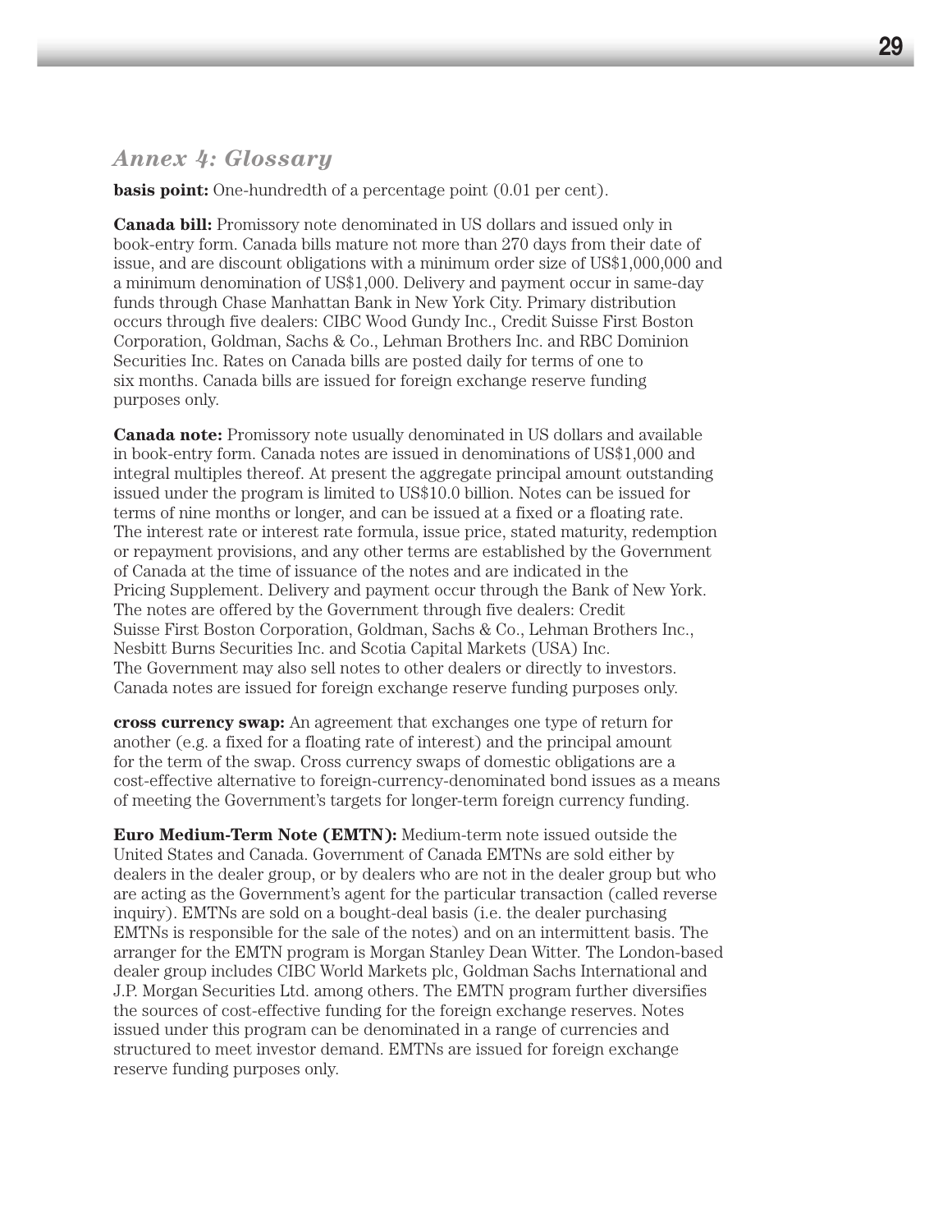## *Annex 4: Glossary*

**basis point:** One-hundredth of a percentage point (0.01 per cent).

**Canada bill:** Promissory note denominated in US dollars and issued only in book-entry form. Canada bills mature not more than 270 days from their date of issue, and are discount obligations with a minimum order size of US$1,000,000 and a minimum denomination of US$1,000. Delivery and payment occur in same-day funds through Chase Manhattan Bank in New York City. Primary distribution occurs through five dealers: CIBC Wood Gundy Inc., Credit Suisse First Boston Corporation, Goldman, Sachs & Co., Lehman Brothers Inc. and RBC Dominion Securities Inc. Rates on Canada bills are posted daily for terms of one to six months. Canada bills are issued for foreign exchange reserve funding purposes only.

**Canada note:** Promissory note usually denominated in US dollars and available in book-entry form. Canada notes are issued in denominations of US$1,000 and integral multiples thereof. At present the aggregate principal amount outstanding issued under the program is limited to US$10.0 billion. Notes can be issued for terms of nine months or longer, and can be issued at a fixed or a floating rate. The interest rate or interest rate formula, issue price, stated maturity, redemption or repayment provisions, and any other terms are established by the Government of Canada at the time of issuance of the notes and are indicated in the Pricing Supplement. Delivery and payment occur through the Bank of New York. The notes are offered by the Government through five dealers: Credit Suisse First Boston Corporation, Goldman, Sachs & Co., Lehman Brothers Inc., Nesbitt Burns Securities Inc. and Scotia Capital Markets (USA) Inc. The Government may also sell notes to other dealers or directly to investors. Canada notes are issued for foreign exchange reserve funding purposes only.

**cross currency swap:** An agreement that exchanges one type of return for another (e.g. a fixed for a floating rate of interest) and the principal amount for the term of the swap. Cross currency swaps of domestic obligations are a cost-effective alternative to foreign-currency-denominated bond issues as a means of meeting the Government's targets for longer-term foreign currency funding.

**Euro Medium-Term Note (EMTN):** Medium-term note issued outside the United States and Canada. Government of Canada EMTNs are sold either by dealers in the dealer group, or by dealers who are not in the dealer group but who are acting as the Government's agent for the particular transaction (called reverse inquiry). EMTNs are sold on a bought-deal basis (i.e. the dealer purchasing EMTNs is responsible for the sale of the notes) and on an intermittent basis. The arranger for the EMTN program is Morgan Stanley Dean Witter. The London-based dealer group includes CIBC World Markets plc, Goldman Sachs International and J.P. Morgan Securities Ltd. among others. The EMTN program further diversifies the sources of cost-effective funding for the foreign exchange reserves. Notes issued under this program can be denominated in a range of currencies and structured to meet investor demand. EMTNs are issued for foreign exchange reserve funding purposes only.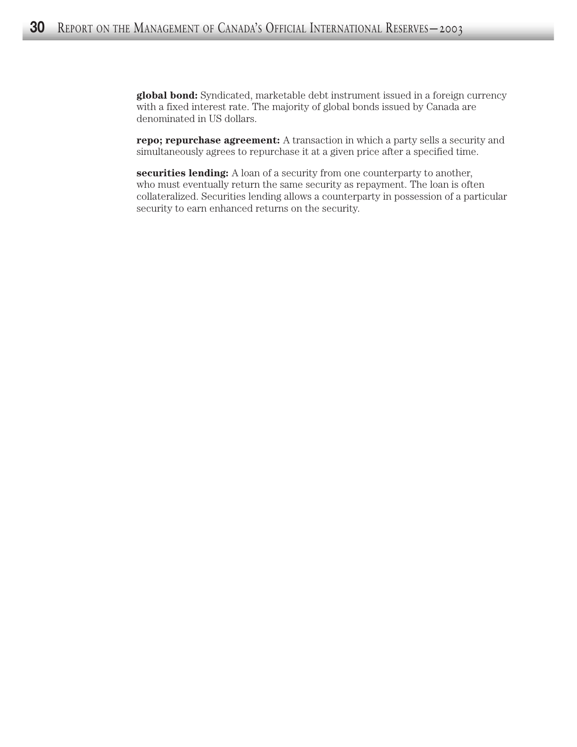**global bond:** Syndicated, marketable debt instrument issued in a foreign currency with a fixed interest rate. The majority of global bonds issued by Canada are denominated in US dollars.

**repo; repurchase agreement:** A transaction in which a party sells a security and simultaneously agrees to repurchase it at a given price after a specified time.

**securities lending:** A loan of a security from one counterparty to another, who must eventually return the same security as repayment. The loan is often collateralized. Securities lending allows a counterparty in possession of a particular security to earn enhanced returns on the security.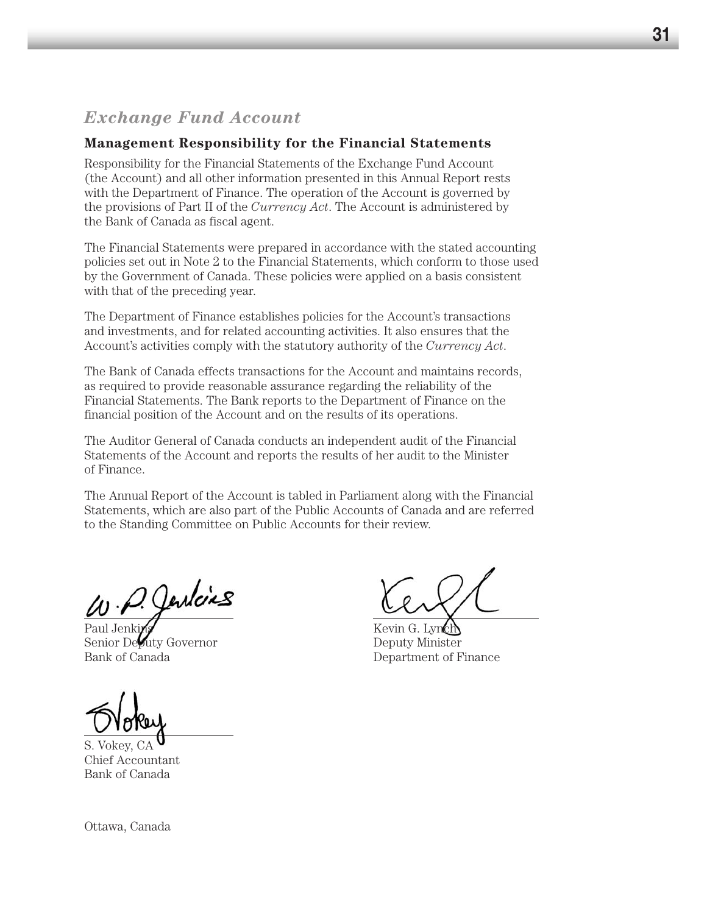## *Exchange Fund Account*

### Management Responsibility for the Financial Statements

Responsibility for the Financial Statements of the Exchange Fund Account (the Account) and all other information presented in this Annual Report rests with the Department of Finance. The operation of the Account is governed by the provisions of Part II of the *Currency Act*. The Account is administered by the Bank of Canada as fiscal agent.

The Financial Statements were prepared in accordance with the stated accounting policies set out in Note 2 to the Financial Statements, which conform to those used by the Government of Canada. These policies were applied on a basis consistent with that of the preceding year.

The Department of Finance establishes policies for the Account's transactions and investments, and for related accounting activities. It also ensures that the Account's activities comply with the statutory authority of the *Currency Act*.

The Bank of Canada effects transactions for the Account and maintains records, as required to provide reasonable assurance regarding the reliability of the Financial Statements. The Bank reports to the Department of Finance on the financial position of the Account and on the results of its operations.

The Auditor General of Canada conducts an independent audit of the Financial Statements of the Account and reports the results of her audit to the Minister of Finance.

The Annual Report of the Account is tabled in Parliament along with the Financial Statements, which are also part of the Public Accounts of Canada and are referred to the Standing Committee on Public Accounts for their review.

Paul Jenkins
Senior Deputy Governor
Bank of Canada

Kevin G. Lynch
Deputy Minister
Department of Finance

S. Vokey, CA
Chief Accountant
Bank of Canada

Ottawa, Canada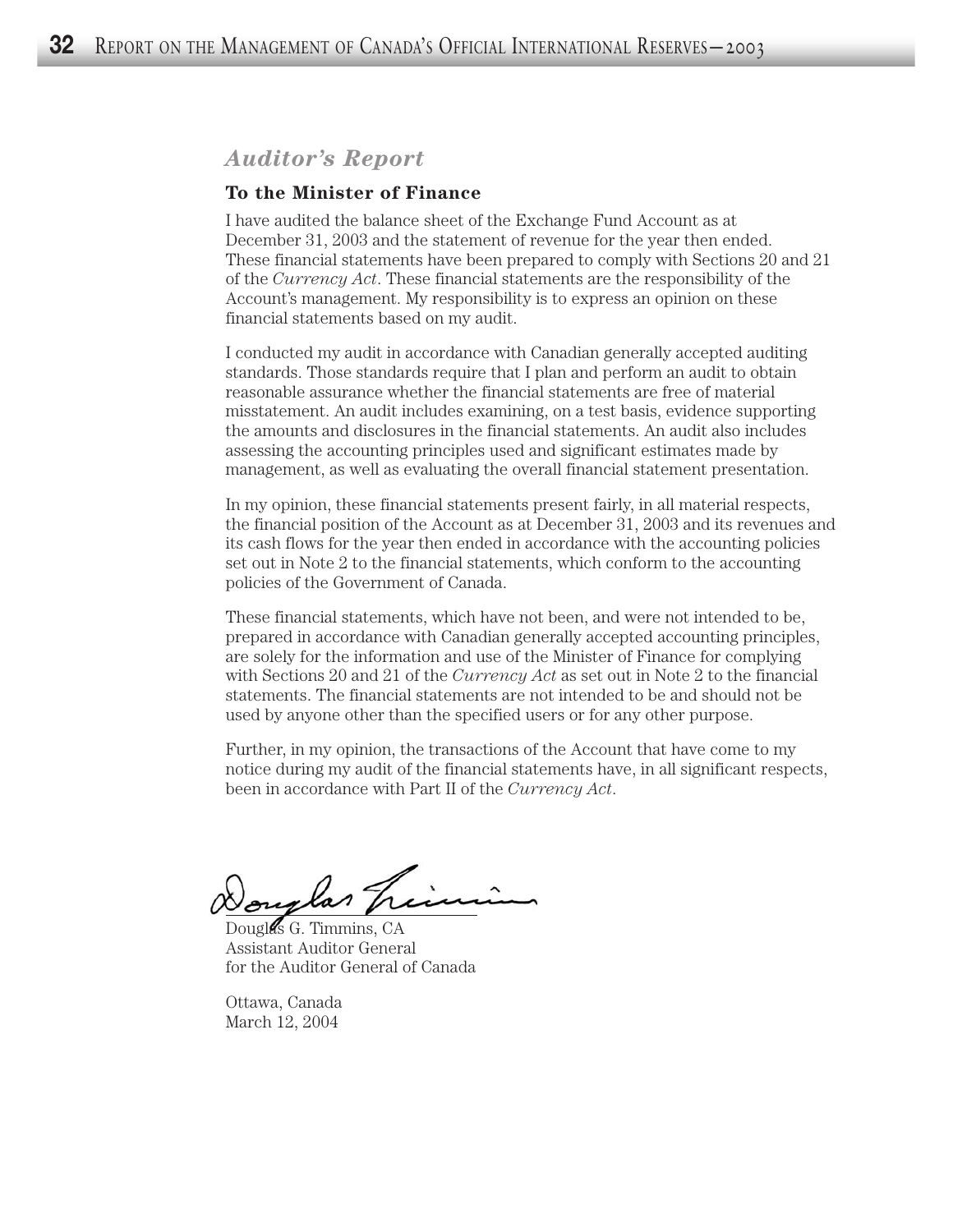## *Auditor's Report*

**To the Minister of Finance**

I have audited the balance sheet of the Exchange Fund Account as at December 31, 2003 and the statement of revenue for the year then ended. These financial statements have been prepared to comply with Sections 20 and 21 of the *Currency Act*. These financial statements are the responsibility of the Account's management. My responsibility is to express an opinion on these financial statements based on my audit.

I conducted my audit in accordance with Canadian generally accepted auditing standards. Those standards require that I plan and perform an audit to obtain reasonable assurance whether the financial statements are free of material misstatement. An audit includes examining, on a test basis, evidence supporting the amounts and disclosures in the financial statements. An audit also includes assessing the accounting principles used and significant estimates made by management, as well as evaluating the overall financial statement presentation.

In my opinion, these financial statements present fairly, in all material respects, the financial position of the Account as at December 31, 2003 and its revenues and its cash flows for the year then ended in accordance with the accounting policies set out in Note 2 to the financial statements, which conform to the accounting policies of the Government of Canada.

These financial statements, which have not been, and were not intended to be, prepared in accordance with Canadian generally accepted accounting principles, are solely for the information and use of the Minister of Finance for complying with Sections 20 and 21 of the *Currency Act* as set out in Note 2 to the financial statements. The financial statements are not intended to be and should not be used by anyone other than the specified users or for any other purpose.

Further, in my opinion, the transactions of the Account that have come to my notice during my audit of the financial statements have, in all significant respects, been in accordance with Part II of the *Currency Act*.

Douglas G. Timmins, CA
Assistant Auditor General
for the Auditor General of Canada

Ottawa, Canada
March 12, 2004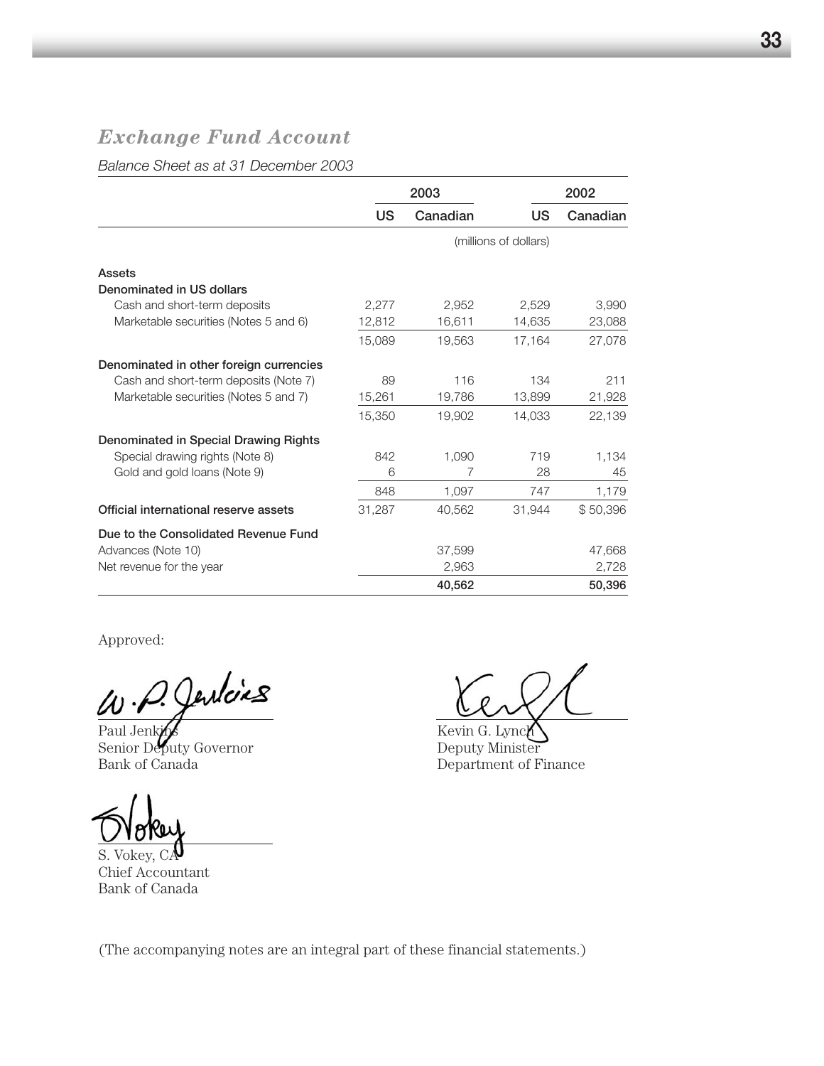## *Exchange Fund Account*

*Balance Sheet as at 31 December 2003*

| | 2003 | | 2002 | |
|---|---|---|---|---|
| | **US** | **Canadian** | **US** | **Canadian** |
| | | (millions of dollars) | | |
| **Assets** | | | | |
| **Denominated in US dollars** | | | | |
| Cash and short-term deposits | 2,277 | 2,952 | 2,529 | 3,990 |
| Marketable securities (Notes 5 and 6) | 12,812 | 16,611 | 14,635 | 23,088 |
| | 15,089 | 19,563 | 17,164 | 27,078 |
| **Denominated in other foreign currencies** | | | | |
| Cash and short-term deposits (Note 7) | 89 | 116 | 134 | 211 |
| Marketable securities (Notes 5 and 7) | 15,261 | 19,786 | 13,899 | 21,928 |
| | 15,350 | 19,902 | 14,033 | 22,139 |
| **Denominated in Special Drawing Rights** | | | | |
| Special drawing rights (Note 8) | 842 | 1,090 | 719 | 1,134 |
| Gold and gold loans (Note 9) | 6 | 7 | 28 | 45 |
| | 848 | 1,097 | 747 | 1,179 |
| **Official international reserve assets** | 31,287 | 40,562 | 31,944 | $ 50,396 |
| **Due to the Consolidated Revenue Fund** | | | | |
| Advances (Note 10) | | 37,599 | | 47,668 |
| Net revenue for the year | | 2,963 | | 2,728 |
| | | **40,562** | | **50,396** |

Approved:

Paul Jenkins
Senior Deputy Governor
Bank of Canada

Kevin G. Lynch
Deputy Minister
Department of Finance

S. Vokey, CA
Chief Accountant
Bank of Canada

(The accompanying notes are an integral part of these financial statements.)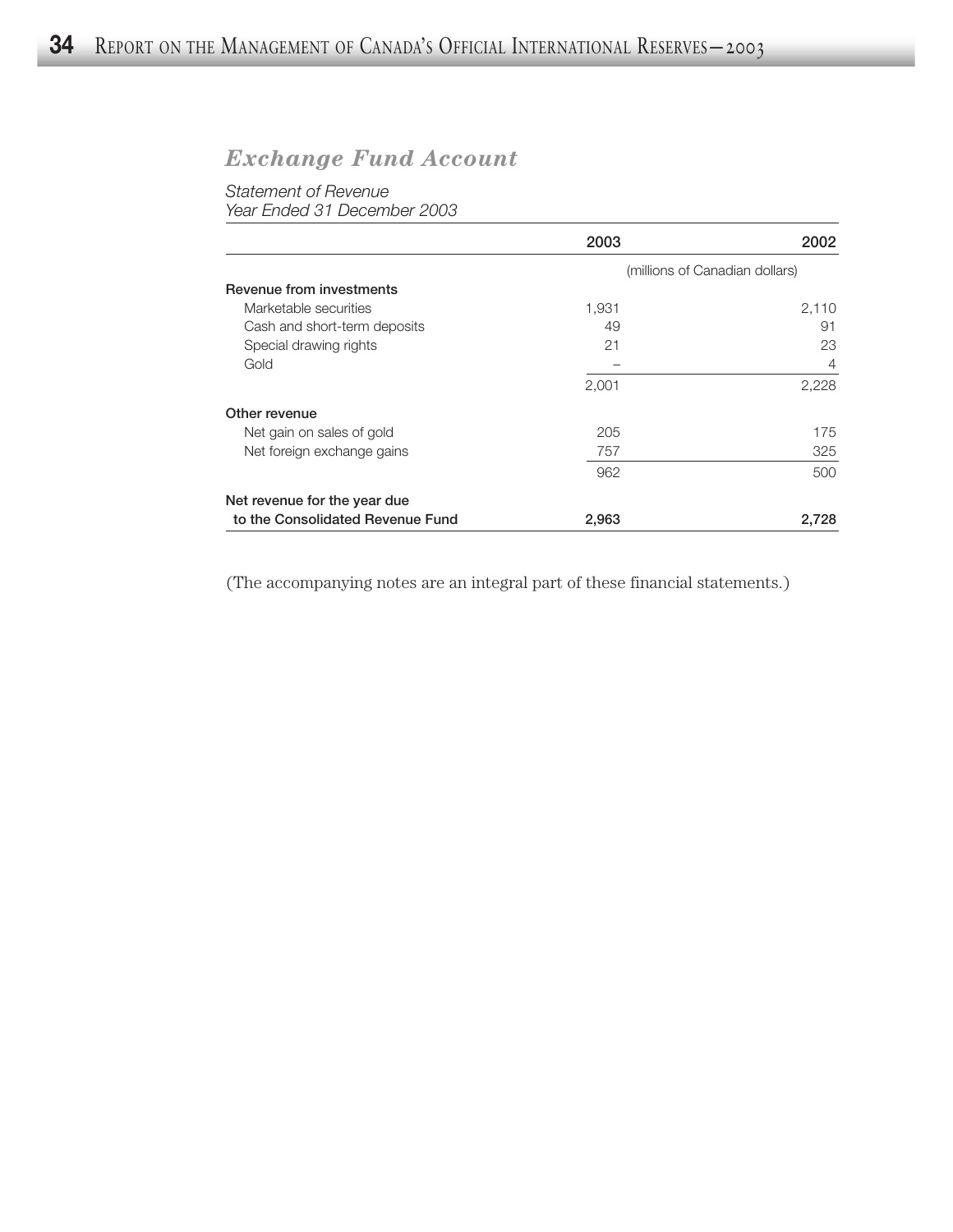## *Exchange Fund Account*

*Statement of Revenue*
*Year Ended 31 December 2003*

| | 2003 | 2002 |
|---|---|---|
| | (millions of Canadian dollars) | |
| **Revenue from investments** | | |
| Marketable securities | 1,931 | 2,110 |
| Cash and short-term deposits | 49 | 91 |
| Special drawing rights | 21 | 23 |
| Gold | – | 4 |
| | 2,001 | 2,228 |
| **Other revenue** | | |
| Net gain on sales of gold | 205 | 175 |
| Net foreign exchange gains | 757 | 325 |
| | 962 | 500 |
| **Net revenue for the year due to the Consolidated Revenue Fund** | **2,963** | **2,728** |

(The accompanying notes are an integral part of these financial statements.)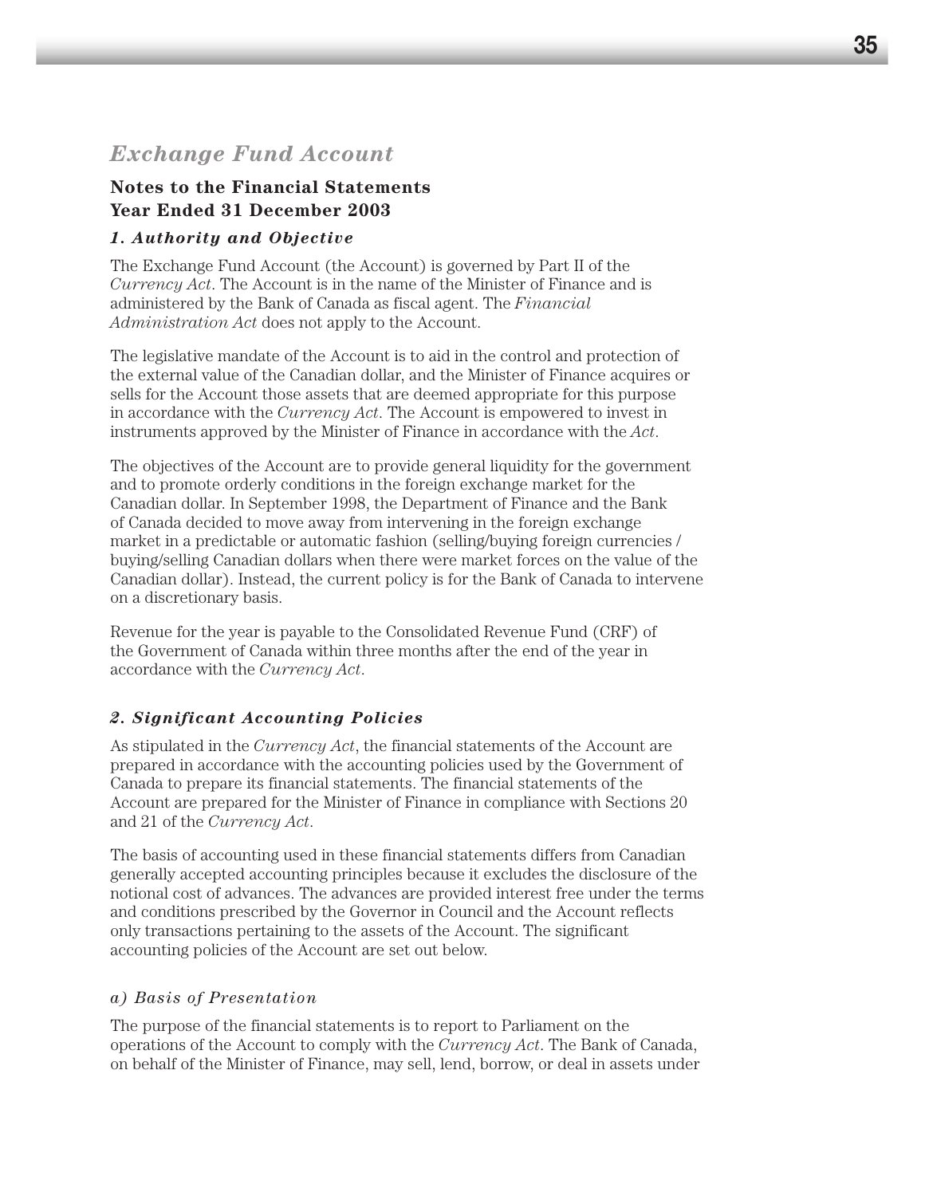## *Exchange Fund Account*

### Notes to the Financial Statements Year Ended 31 December 2003

#### *1. Authority and Objective*

The Exchange Fund Account (the Account) is governed by Part II of the *Currency Act*. The Account is in the name of the Minister of Finance and is administered by the Bank of Canada as fiscal agent. The *Financial Administration Act* does not apply to the Account.

The legislative mandate of the Account is to aid in the control and protection of the external value of the Canadian dollar, and the Minister of Finance acquires or sells for the Account those assets that are deemed appropriate for this purpose in accordance with the *Currency Act*. The Account is empowered to invest in instruments approved by the Minister of Finance in accordance with the *Act*.

The objectives of the Account are to provide general liquidity for the government and to promote orderly conditions in the foreign exchange market for the Canadian dollar. In September 1998, the Department of Finance and the Bank of Canada decided to move away from intervening in the foreign exchange market in a predictable or automatic fashion (selling/buying foreign currencies / buying/selling Canadian dollars when there were market forces on the value of the Canadian dollar). Instead, the current policy is for the Bank of Canada to intervene on a discretionary basis.

Revenue for the year is payable to the Consolidated Revenue Fund (CRF) of the Government of Canada within three months after the end of the year in accordance with the *Currency Act*.

#### *2. Significant Accounting Policies*

As stipulated in the *Currency Act*, the financial statements of the Account are prepared in accordance with the accounting policies used by the Government of Canada to prepare its financial statements. The financial statements of the Account are prepared for the Minister of Finance in compliance with Sections 20 and 21 of the *Currency Act*.

The basis of accounting used in these financial statements differs from Canadian generally accepted accounting principles because it excludes the disclosure of the notional cost of advances. The advances are provided interest free under the terms and conditions prescribed by the Governor in Council and the Account reflects only transactions pertaining to the assets of the Account. The significant accounting policies of the Account are set out below.

##### *a) Basis of Presentation*

The purpose of the financial statements is to report to Parliament on the operations of the Account to comply with the *Currency Act*. The Bank of Canada, on behalf of the Minister of Finance, may sell, lend, borrow, or deal in assets under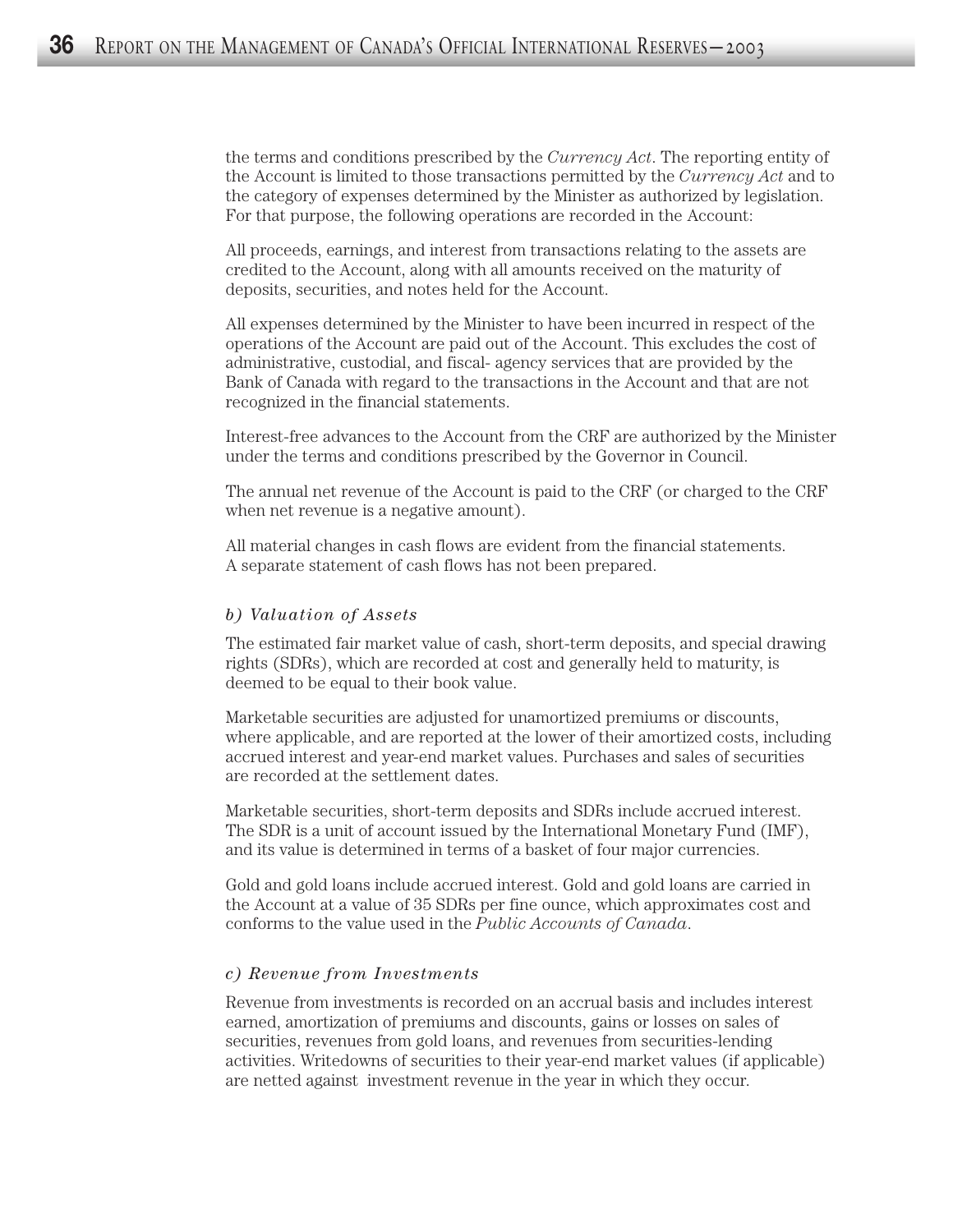the terms and conditions prescribed by the *Currency Act*. The reporting entity of the Account is limited to those transactions permitted by the *Currency Act* and to the category of expenses determined by the Minister as authorized by legislation. For that purpose, the following operations are recorded in the Account:

All proceeds, earnings, and interest from transactions relating to the assets are credited to the Account, along with all amounts received on the maturity of deposits, securities, and notes held for the Account.

All expenses determined by the Minister to have been incurred in respect of the operations of the Account are paid out of the Account. This excludes the cost of administrative, custodial, and fiscal- agency services that are provided by the Bank of Canada with regard to the transactions in the Account and that are not recognized in the financial statements.

Interest-free advances to the Account from the CRF are authorized by the Minister under the terms and conditions prescribed by the Governor in Council.

The annual net revenue of the Account is paid to the CRF (or charged to the CRF when net revenue is a negative amount).

All material changes in cash flows are evident from the financial statements. A separate statement of cash flows has not been prepared.

### *b) Valuation of Assets*

The estimated fair market value of cash, short-term deposits, and special drawing rights (SDRs), which are recorded at cost and generally held to maturity, is deemed to be equal to their book value.

Marketable securities are adjusted for unamortized premiums or discounts, where applicable, and are reported at the lower of their amortized costs, including accrued interest and year-end market values. Purchases and sales of securities are recorded at the settlement dates.

Marketable securities, short-term deposits and SDRs include accrued interest. The SDR is a unit of account issued by the International Monetary Fund (IMF), and its value is determined in terms of a basket of four major currencies.

Gold and gold loans include accrued interest. Gold and gold loans are carried in the Account at a value of 35 SDRs per fine ounce, which approximates cost and conforms to the value used in the *Public Accounts of Canada*.

### *c) Revenue from Investments*

Revenue from investments is recorded on an accrual basis and includes interest earned, amortization of premiums and discounts, gains or losses on sales of securities, revenues from gold loans, and revenues from securities-lending activities. Writedowns of securities to their year-end market values (if applicable) are netted against investment revenue in the year in which they occur.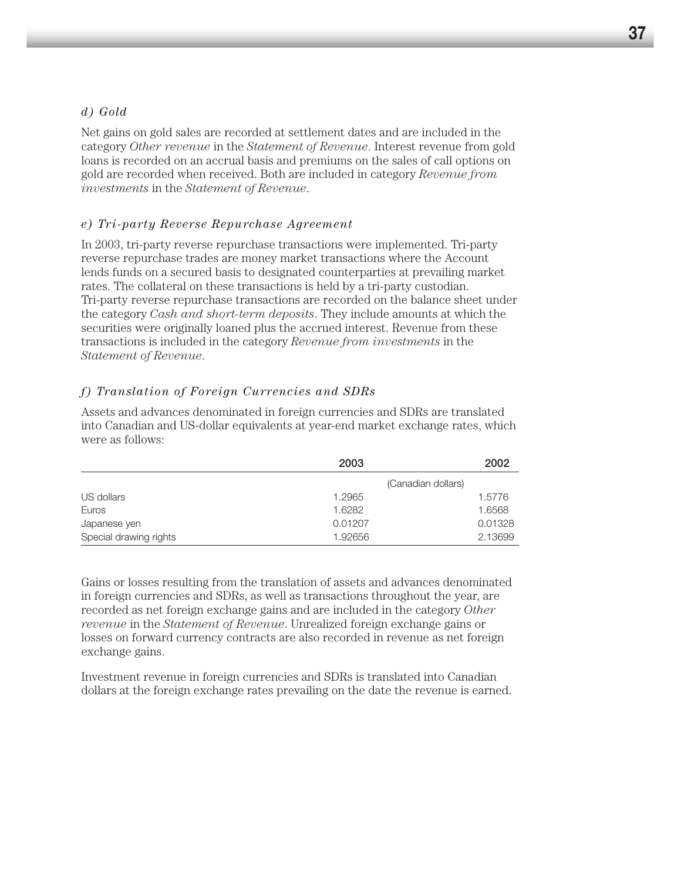### *d) Gold*

Net gains on gold sales are recorded at settlement dates and are included in the category *Other revenue* in the *Statement of Revenue*. Interest revenue from gold loans is recorded on an accrual basis and premiums on the sales of call options on gold are recorded when received. Both are included in category *Revenue from investments* in the *Statement of Revenue*.

### *e) Tri-party Reverse Repurchase Agreement*

In 2003, tri-party reverse repurchase transactions were implemented. Tri-party reverse repurchase trades are money market transactions where the Account lends funds on a secured basis to designated counterparties at prevailing market rates. The collateral on these transactions is held by a tri-party custodian. Tri-party reverse repurchase transactions are recorded on the balance sheet under the category *Cash and short-term deposits*. They include amounts at which the securities were originally loaned plus the accrued interest. Revenue from these transactions is included in the category *Revenue from investments* in the *Statement of Revenue*.

### *f) Translation of Foreign Currencies and SDRs*

Assets and advances denominated in foreign currencies and SDRs are translated into Canadian and US-dollar equivalents at year-end market exchange rates, which were as follows:

| | 2003 | 2002 |
|---|---|---|
| | (Canadian dollars) | |
| US dollars | 1.2965 | 1.5776 |
| Euros | 1.6282 | 1.6568 |
| Japanese yen | 0.01207 | 0.01328 |
| Special drawing rights | 1.92656 | 2.13699 |

Gains or losses resulting from the translation of assets and advances denominated in foreign currencies and SDRs, as well as transactions throughout the year, are recorded as net foreign exchange gains and are included in the category *Other revenue* in the *Statement of Revenue*. Unrealized foreign exchange gains or losses on forward currency contracts are also recorded in revenue as net foreign exchange gains.

Investment revenue in foreign currencies and SDRs is translated into Canadian dollars at the foreign exchange rates prevailing on the date the revenue is earned.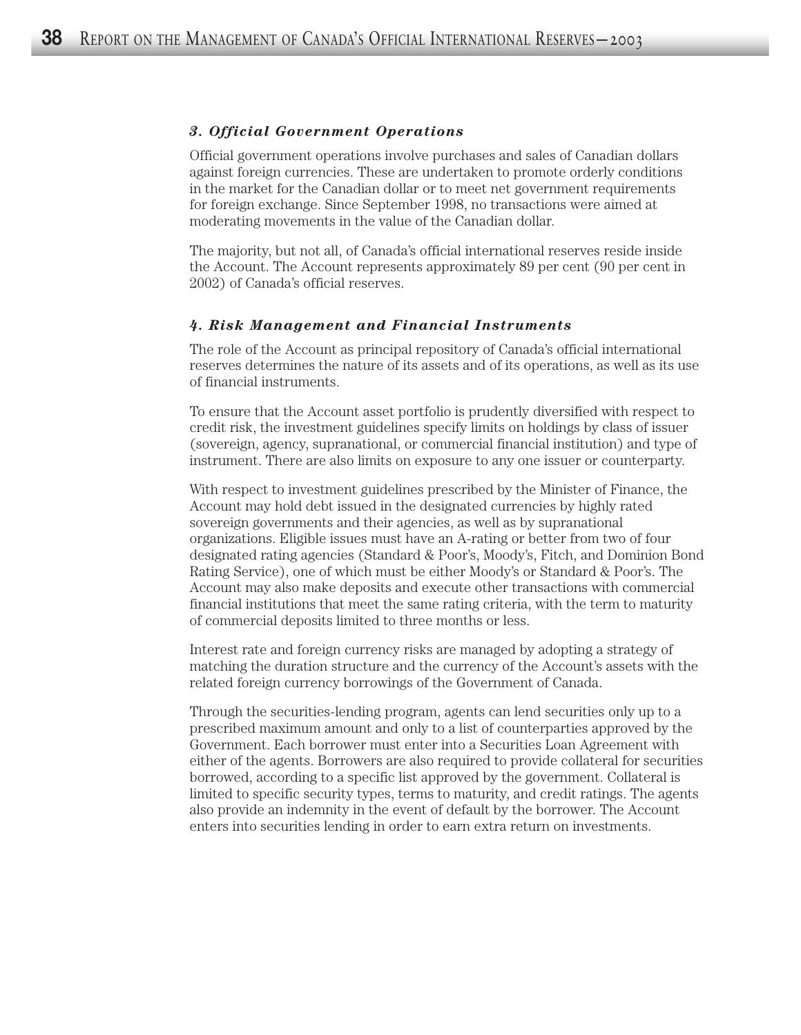### *3. Official Government Operations*

Official government operations involve purchases and sales of Canadian dollars against foreign currencies. These are undertaken to promote orderly conditions in the market for the Canadian dollar or to meet net government requirements for foreign exchange. Since September 1998, no transactions were aimed at moderating movements in the value of the Canadian dollar.

The majority, but not all, of Canada's official international reserves reside inside the Account. The Account represents approximately 89 per cent (90 per cent in 2002) of Canada's official reserves.

### *4. Risk Management and Financial Instruments*

The role of the Account as principal repository of Canada's official international reserves determines the nature of its assets and of its operations, as well as its use of financial instruments.

To ensure that the Account asset portfolio is prudently diversified with respect to credit risk, the investment guidelines specify limits on holdings by class of issuer (sovereign, agency, supranational, or commercial financial institution) and type of instrument. There are also limits on exposure to any one issuer or counterparty.

With respect to investment guidelines prescribed by the Minister of Finance, the Account may hold debt issued in the designated currencies by highly rated sovereign governments and their agencies, as well as by supranational organizations. Eligible issues must have an A-rating or better from two of four designated rating agencies (Standard & Poor's, Moody's, Fitch, and Dominion Bond Rating Service), one of which must be either Moody's or Standard & Poor's. The Account may also make deposits and execute other transactions with commercial financial institutions that meet the same rating criteria, with the term to maturity of commercial deposits limited to three months or less.

Interest rate and foreign currency risks are managed by adopting a strategy of matching the duration structure and the currency of the Account's assets with the related foreign currency borrowings of the Government of Canada.

Through the securities-lending program, agents can lend securities only up to a prescribed maximum amount and only to a list of counterparties approved by the Government. Each borrower must enter into a Securities Loan Agreement with either of the agents. Borrowers are also required to provide collateral for securities borrowed, according to a specific list approved by the government. Collateral is limited to specific security types, terms to maturity, and credit ratings. The agents also provide an indemnity in the event of default by the borrower. The Account enters into securities lending in order to earn extra return on investments.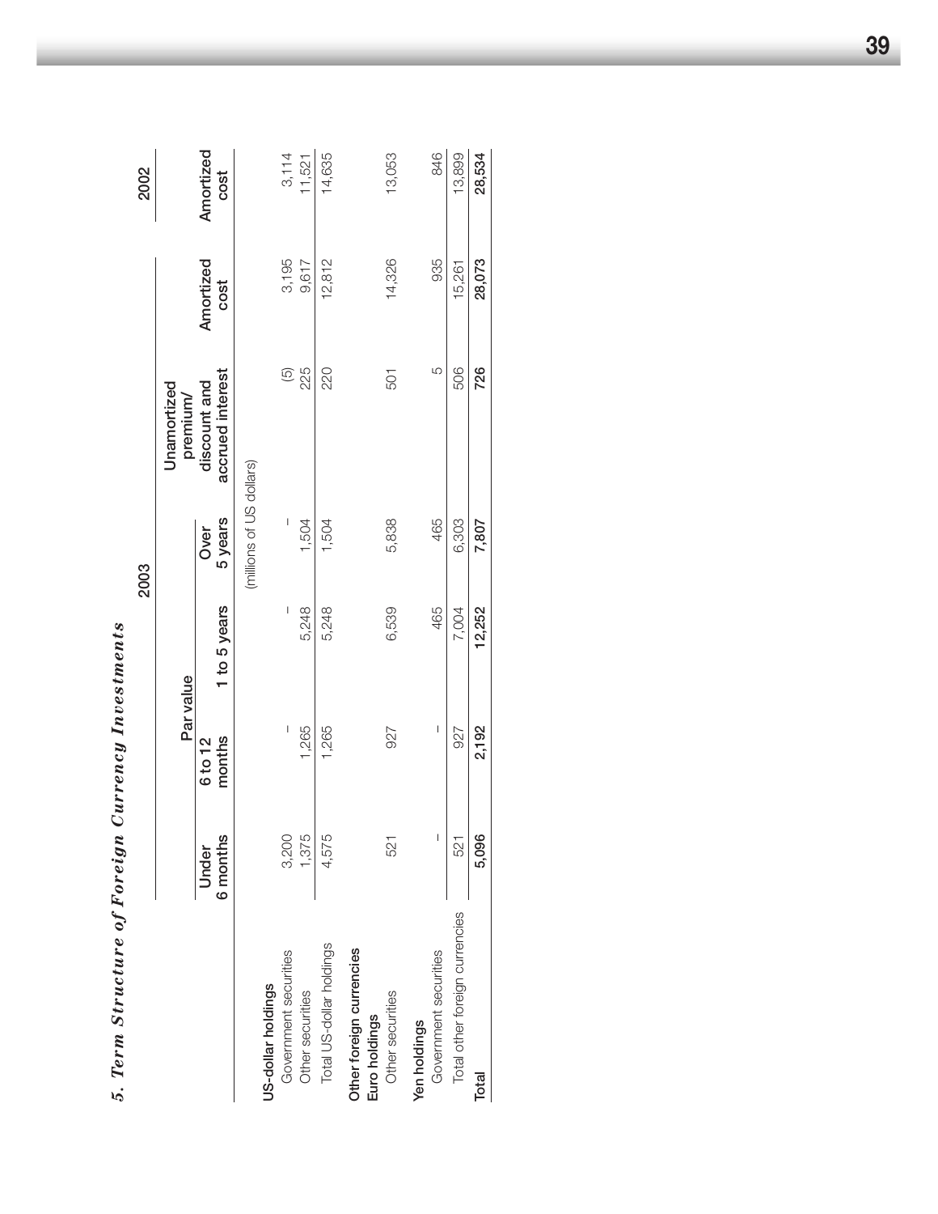## *5. Term Structure of Foreign Currency Investments*

| | 2003 | | | | | | 2002 |
|---|---|---|---|---|---|---|---|
| | Par value | | | | | | |
| | Under 6 months | 6 to 12 months | 1 to 5 years | Over 5 years | Unamortized premium/ discount and accrued interest | Amortized cost | Amortized cost |
| | (millions of US dollars) | | | | | | |
| **US-dollar holdings** | | | | | | | |
| Government securities | 3,200 | – | – | – | (5) | 3,195 | 3,114 |
| Other securities | 1,375 | 1,265 | 5,248 | 1,504 | 225 | 9,617 | 11,521 |
| Total US-dollar holdings | 4,575 | 1,265 | 5,248 | 1,504 | 220 | 12,812 | 14,635 |
| **Other foreign currencies** | | | | | | | |
| **Euro holdings** | | | | | | | |
| Other securities | 521 | 927 | 6,539 | 5,838 | 501 | 14,326 | 13,053 |
| **Yen holdings** | | | | | | | |
| Government securities | – | – | 465 | 465 | 5 | 935 | 846 |
| Total other foreign currencies | 521 | 927 | 7,004 | 6,303 | 506 | 15,261 | 13,899 |
| **Total** | **5,096** | **2,192** | **12,252** | **7,807** | **726** | **28,073** | **28,534** |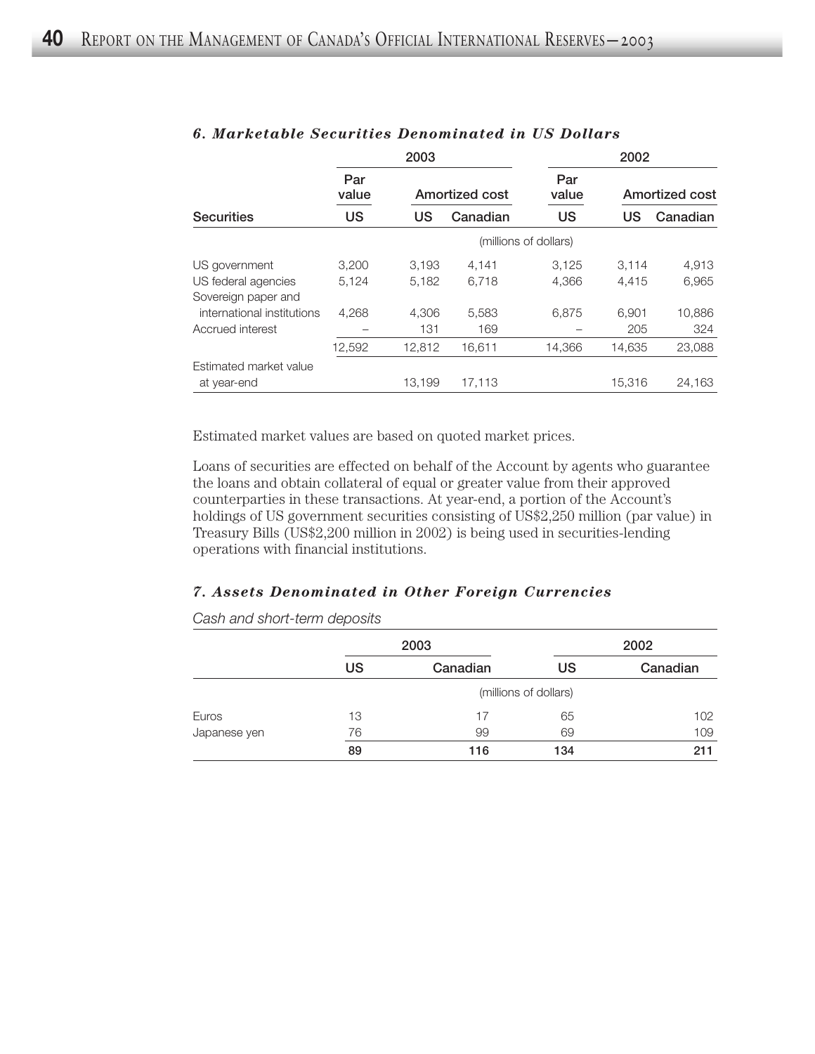### *6. Marketable Securities Denominated in US Dollars*

| | 2003 | | | 2002 | | |
|---|---|---|---|---|---|---|
| | Par value | Amortized cost | | Par value | Amortized cost | |
| Securities | US | US | Canadian | US | US | Canadian |
| | | | (millions of dollars) | | | |
| US government | 3,200 | 3,193 | 4,141 | 3,125 | 3,114 | 4,913 |
| US federal agencies | 5,124 | 5,182 | 6,718 | 4,366 | 4,415 | 6,965 |
| Sovereign paper and international institutions | 4,268 | 4,306 | 5,583 | 6,875 | 6,901 | 10,886 |
| Accrued interest | – | 131 | 169 | – | 205 | 324 |
| | 12,592 | 12,812 | 16,611 | 14,366 | 14,635 | 23,088 |
| Estimated market value at year-end | | 13,199 | 17,113 | | 15,316 | 24,163 |

Estimated market values are based on quoted market prices.

Loans of securities are effected on behalf of the Account by agents who guarantee the loans and obtain collateral of equal or greater value from their approved counterparties in these transactions. At year-end, a portion of the Account's holdings of US government securities consisting of US$2,250 million (par value) in Treasury Bills (US$2,200 million in 2002) is being used in securities-lending operations with financial institutions.

### *7. Assets Denominated in Other Foreign Currencies*

*Cash and short-term deposits*

| | 2003 | | 2002 | |
|---|---|---|---|---|
| | US | Canadian | US | Canadian |
| | | (millions of dollars) | | |
| Euros | 13 | 17 | 65 | 102 |
| Japanese yen | 76 | 99 | 69 | 109 |
| | **89** | **116** | **134** | **211** |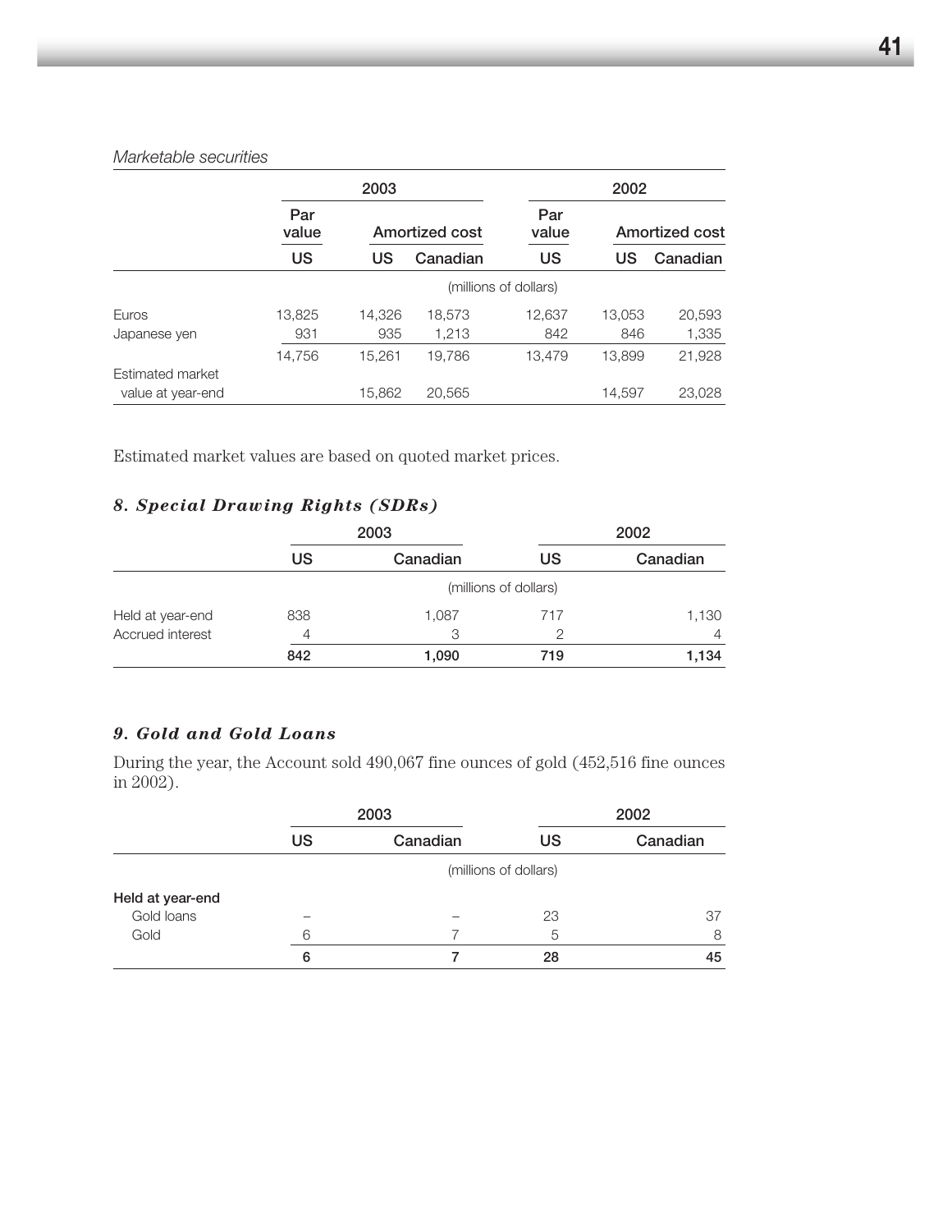*Marketable securities*

| | 2003 | | | 2002 | | |
|---|---|---|---|---|---|---|
| | Par value | Amortized cost | | Par value | Amortized cost | |
| | US | US | Canadian | US | US | Canadian |
| | | | (millions of dollars) | | | |
| Euros | 13,825 | 14,326 | 18,573 | 12,637 | 13,053 | 20,593 |
| Japanese yen | 931 | 935 | 1,213 | 842 | 846 | 1,335 |
| | 14,756 | 15,261 | 19,786 | 13,479 | 13,899 | 21,928 |
| Estimated market value at year-end | | 15,862 | 20,565 | | 14,597 | 23,028 |

Estimated market values are based on quoted market prices.

### *8. Special Drawing Rights (SDRs)*

| | 2003 | | 2002 | |
|---|---|---|---|---|
| | US | Canadian | US | Canadian |
| | | (millions of dollars) | | |
| Held at year-end | 838 | 1,087 | 717 | 1,130 |
| Accrued interest | 4 | 3 | 2 | 4 |
| | **842** | **1,090** | **719** | **1,134** |

### *9. Gold and Gold Loans*

During the year, the Account sold 490,067 fine ounces of gold (452,516 fine ounces in 2002).

| | 2003 | | 2002 | |
|---|---|---|---|---|
| | US | Canadian | US | Canadian |
| | | (millions of dollars) | | |
| **Held at year-end** | | | | |
| Gold loans | – | – | 23 | 37 |
| Gold | 6 | 7 | 5 | 8 |
| | **6** | **7** | **28** | **45** |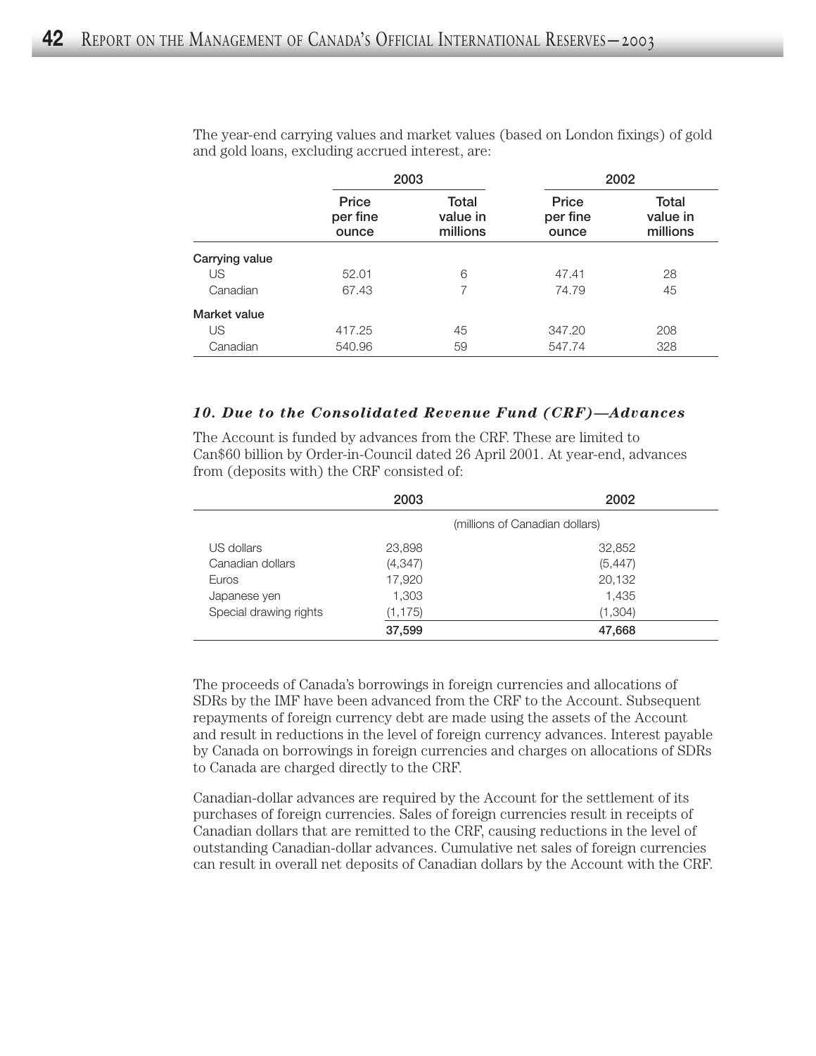The year-end carrying values and market values (based on London fixings) of gold and gold loans, excluding accrued interest, are:

| | 2003 | | 2002 | |
|---|---|---|---|---|
| | Price per fine ounce | Total value in millions | Price per fine ounce | Total value in millions |
| **Carrying value** | | | | |
| US | 52.01 | 6 | 47.41 | 28 |
| Canadian | 67.43 | 7 | 74.79 | 45 |
| **Market value** | | | | |
| US | 417.25 | 45 | 347.20 | 208 |
| Canadian | 540.96 | 59 | 547.74 | 328 |

### *10. Due to the Consolidated Revenue Fund (CRF)—Advances*

The Account is funded by advances from the CRF. These are limited to Can$60 billion by Order-in-Council dated 26 April 2001. At year-end, advances from (deposits with) the CRF consisted of:

| | 2003 | 2002 |
|---|---|---|
| | (millions of Canadian dollars) | |
| US dollars | 23,898 | 32,852 |
| Canadian dollars | (4,347) | (5,447) |
| Euros | 17,920 | 20,132 |
| Japanese yen | 1,303 | 1,435 |
| Special drawing rights | (1,175) | (1,304) |
| | **37,599** | **47,668** |

The proceeds of Canada's borrowings in foreign currencies and allocations of SDRs by the IMF have been advanced from the CRF to the Account. Subsequent repayments of foreign currency debt are made using the assets of the Account and result in reductions in the level of foreign currency advances. Interest payable by Canada on borrowings in foreign currencies and charges on allocations of SDRs to Canada are charged directly to the CRF.

Canadian-dollar advances are required by the Account for the settlement of its purchases of foreign currencies. Sales of foreign currencies result in receipts of Canadian dollars that are remitted to the CRF, causing reductions in the level of outstanding Canadian-dollar advances. Cumulative net sales of foreign currencies can result in overall net deposits of Canadian dollars by the Account with the CRF.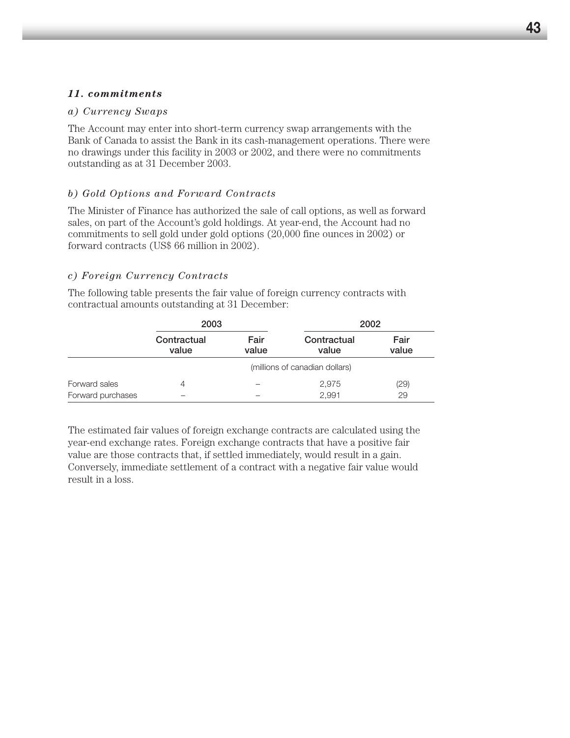### *11. commitments*

#### *a) Currency Swaps*

The Account may enter into short-term currency swap arrangements with the Bank of Canada to assist the Bank in its cash-management operations. There were no drawings under this facility in 2003 or 2002, and there were no commitments outstanding as at 31 December 2003.

#### *b) Gold Options and Forward Contracts*

The Minister of Finance has authorized the sale of call options, as well as forward sales, on part of the Account's gold holdings. At year-end, the Account had no commitments to sell gold under gold options (20,000 fine ounces in 2002) or forward contracts (US$ 66 million in 2002).

#### *c) Foreign Currency Contracts*

The following table presents the fair value of foreign currency contracts with contractual amounts outstanding at 31 December:

| | 2003 | | 2002 | |
|---|---|---|---|---|
| | Contractual value | Fair value | Contractual value | Fair value |
| | (millions of canadian dollars) | | | |
| Forward sales | 4 | – | 2,975 | (29) |
| Forward purchases | – | – | 2,991 | 29 |

The estimated fair values of foreign exchange contracts are calculated using the year-end exchange rates. Foreign exchange contracts that have a positive fair value are those contracts that, if settled immediately, would result in a gain. Conversely, immediate settlement of a contract with a negative fair value would result in a loss.